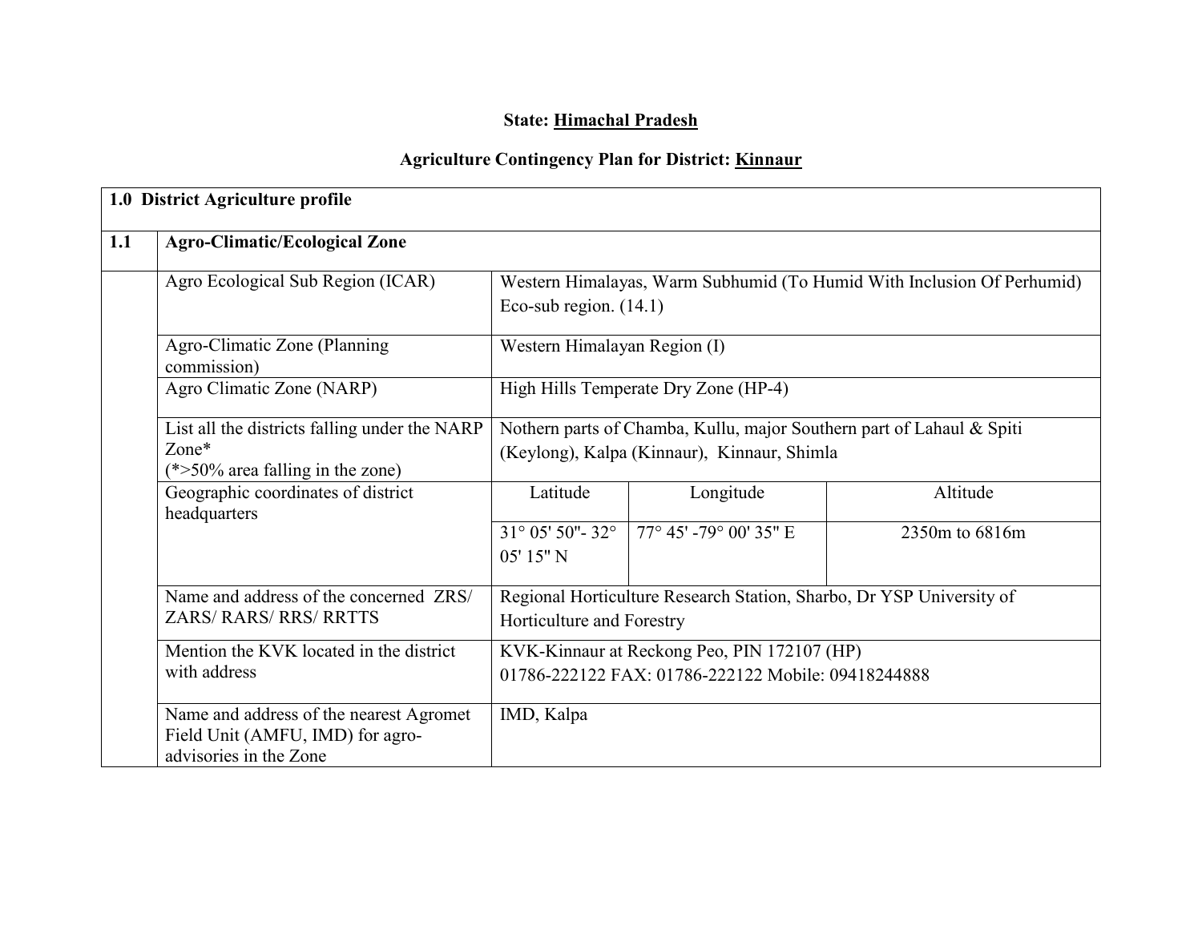**State: Himachal Pradesh**

**Agriculture Contingency Plan for District: Kinnaur**

| **1.0 District Agriculture profile** | | | | |
|---|---|---|---|---|
| **1.1** | **Agro-Climatic/Ecological Zone** | | | |
| | Agro Ecological Sub Region (ICAR) | Western Himalayas, Warm Subhumid (To Humid With Inclusion Of Perhumid) Eco-sub region. (14.1) | | |
| | Agro-Climatic Zone (Planning commission) | Western Himalayan Region (I) | | |
| | Agro Climatic Zone (NARP) | High Hills Temperate Dry Zone (HP-4) | | |
| | List all the districts falling under the NARP Zone* (*>50% area falling in the zone) | Nothern parts of Chamba, Kullu, major Southern part of Lahaul & Spiti (Keylong), Kalpa (Kinnaur), Kinnaur, Shimla | | |
| | Geographic coordinates of district headquarters | Latitude | Longitude | Altitude |
| | | 31° 05' 50"- 32° 05' 15" N | 77° 45' -79° 00' 35" E | 2350m to 6816m |
| | Name and address of the concerned ZRS/ ZARS/ RARS/ RRS/ RRTTS | Regional Horticulture Research Station, Sharbo, Dr YSP University of Horticulture and Forestry | | |
| | Mention the KVK located in the district with address | KVK-Kinnaur at Reckong Peo, PIN 172107 (HP) 01786-222122 FAX: 01786-222122 Mobile: 09418244888 | | |
| | Name and address of the nearest Agromet Field Unit (AMFU, IMD) for agro-advisories in the Zone | IMD, Kalpa | | |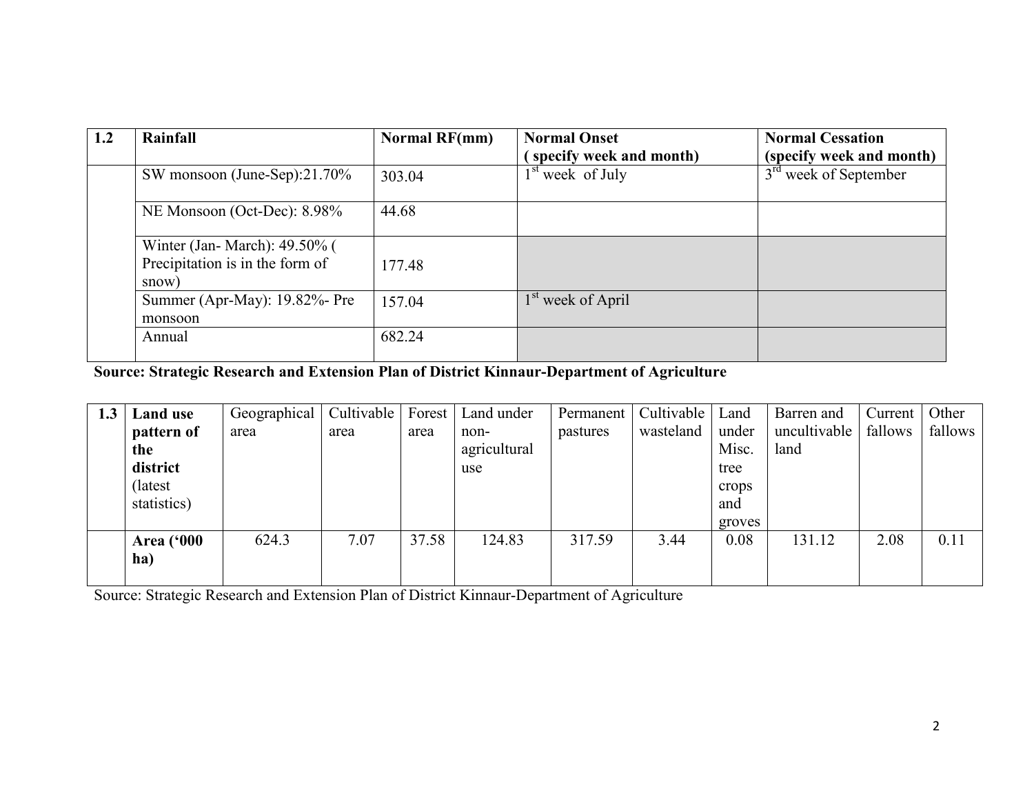| 1.2 | Rainfall | Normal RF(mm) | Normal Onset<br>( specify week and month) | Normal Cessation<br>(specify week and month) |
|---|---|---|---|---|
| | SW monsoon (June-Sep):21.70% | 303.04 | 1st week of July | 3rd week of September |
| | NE Monsoon (Oct-Dec): 8.98% | 44.68 | | |
| | Winter (Jan- March): 49.50% ( Precipitation is in the form of snow) | 177.48 | | |
| | Summer (Apr-May): 19.82%- Pre monsoon | 157.04 | 1st week of April | |
| | Annual | 682.24 | | |

**Source: Strategic Research and Extension Plan of District Kinnaur-Department of Agriculture**

| 1.3 | Land use pattern of the district (latest statistics) | Geographical area | Cultivable area | Forest area | Land under non-agricultural use | Permanent pastures | Cultivable wasteland | Land under Misc. tree crops and groves | Barren and uncultivable land | Current fallows | Other fallows |
|---|---|---|---|---|---|---|---|---|---|---|---|
| | **Area ('000 ha)** | 624.3 | 7.07 | 37.58 | 124.83 | 317.59 | 3.44 | 0.08 | 131.12 | 2.08 | 0.11 |

Source: Strategic Research and Extension Plan of District Kinnaur-Department of Agriculture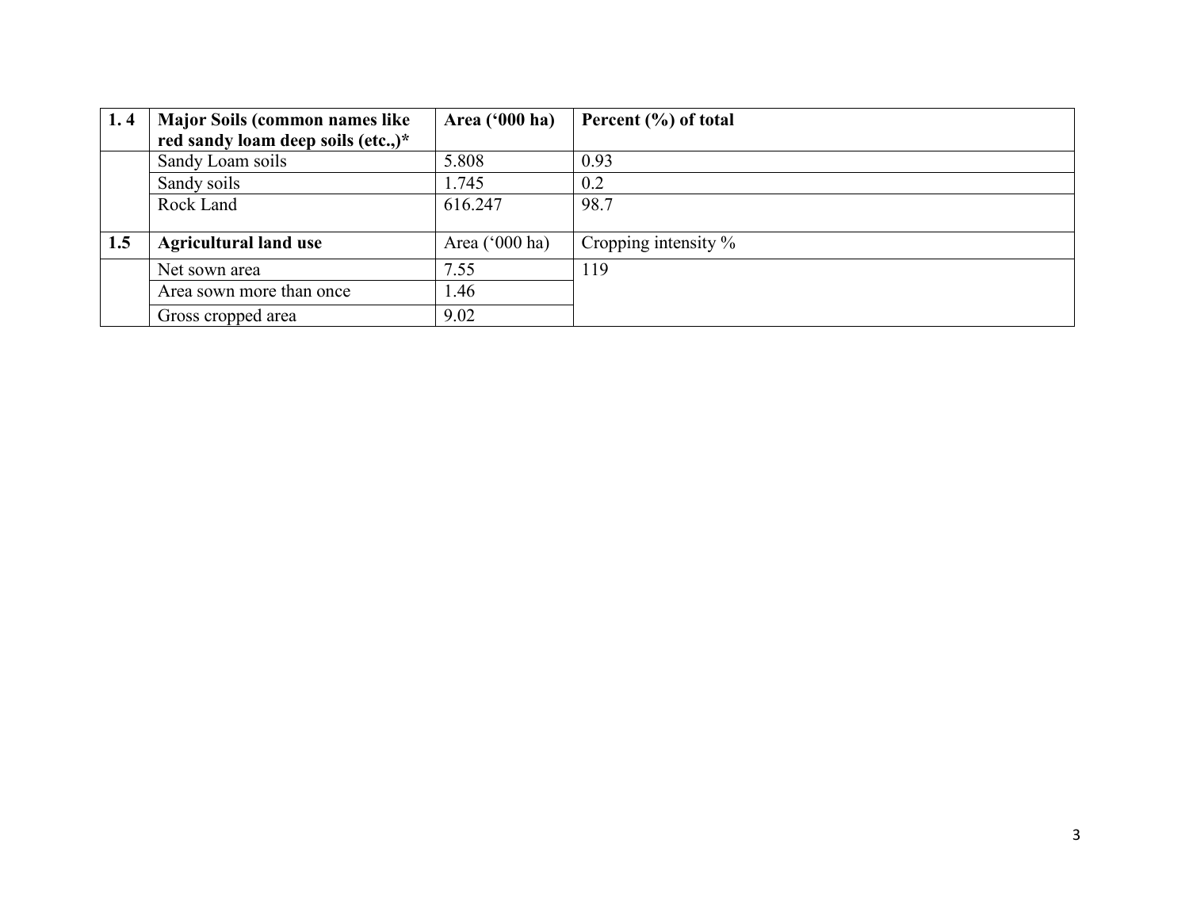| 1. 4 | **Major Soils (common names like red sandy loam deep soils (etc.,)*** | **Area (‘000 ha)** | **Percent (%) of total** |
|---|---|---|---|
| | Sandy Loam soils | 5.808 | 0.93 |
| | Sandy soils | 1.745 | 0.2 |
| | Rock Land | 616.247 | 98.7 |
| **1.5** | **Agricultural land use** | Area (‘000 ha) | Cropping intensity % |
| | Net sown area | 7.55 | 119 |
| | Area sown more than once | 1.46 | |
| | Gross cropped area | 9.02 | |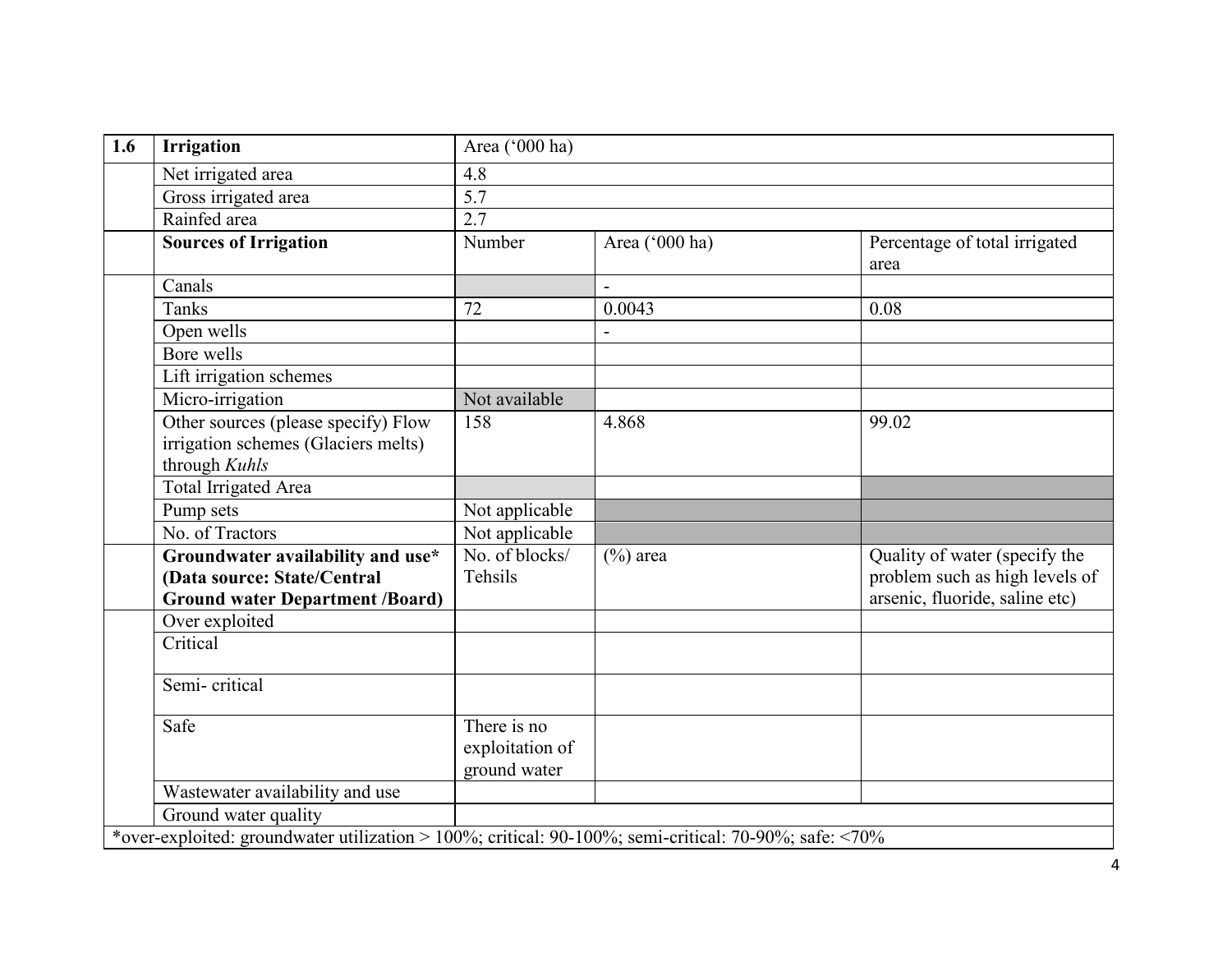| 1.6 | **Irrigation** | Area ('000 ha) | | |
|---|---|---|---|---|
| | Net irrigated area | 4.8 | | |
| | Gross irrigated area | 5.7 | | |
| | Rainfed area | 2.7 | | |
| | **Sources of Irrigation** | Number | Area ('000 ha) | Percentage of total irrigated area |
| | Canals | | - | |
| | Tanks | 72 | 0.0043 | 0.08 |
| | Open wells | | - | |
| | Bore wells | | | |
| | Lift irrigation schemes | | | |
| | Micro-irrigation | Not available | | |
| | Other sources (please specify) Flow irrigation schemes (Glaciers melts) through *Kuhls* | 158 | 4.868 | 99.02 |
| | Total Irrigated Area | | | |
| | Pump sets | Not applicable | | |
| | No. of Tractors | Not applicable | | |
| | **Groundwater availability and use* (Data source: State/Central Ground water Department /Board)** | No. of blocks/ Tehsils | (%) area | Quality of water (specify the problem such as high levels of arsenic, fluoride, saline etc) |
| | Over exploited | | | |
| | Critical | | | |
| | Semi- critical | | | |
| | Safe | There is no exploitation of ground water | | |
| | Wastewater availability and use | | | |
| | Ground water quality | | | |

*over-exploited: groundwater utilization > 100%; critical: 90-100%; semi-critical: 70-90%; safe: <70%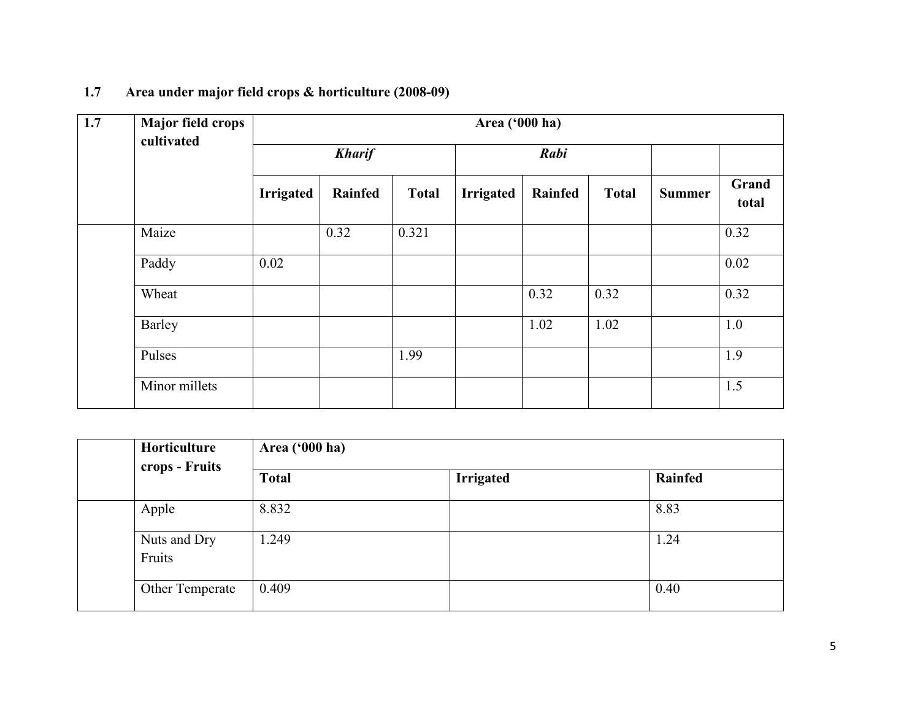## 1.7 Area under major field crops & horticulture (2008-09)

| 1.7 | Major field crops cultivated | Area ('000 ha) | | | | | | | |
|---|---|---|---|---|---|---|---|---|---|
| | | ***Kharif*** | | | ***Rabi*** | | | | |
| | | **Irrigated** | **Rainfed** | **Total** | **Irrigated** | **Rainfed** | **Total** | **Summer** | **Grand total** |
| | Maize | | 0.32 | 0.321 | | | | | 0.32 |
| | Paddy | 0.02 | | | | | | | 0.02 |
| | Wheat | | | | | 0.32 | 0.32 | | 0.32 |
| | Barley | | | | | 1.02 | 1.02 | | 1.0 |
| | Pulses | | | 1.99 | | | | | 1.9 |
| | Minor millets | | | | | | | | 1.5 |

| | Horticulture crops - Fruits | Area ('000 ha) | | |
|---|---|---|---|---|
| | | **Total** | **Irrigated** | **Rainfed** |
| | Apple | 8.832 | | 8.83 |
| | Nuts and Dry Fruits | 1.249 | | 1.24 |
| | Other Temperate | 0.409 | | 0.40 |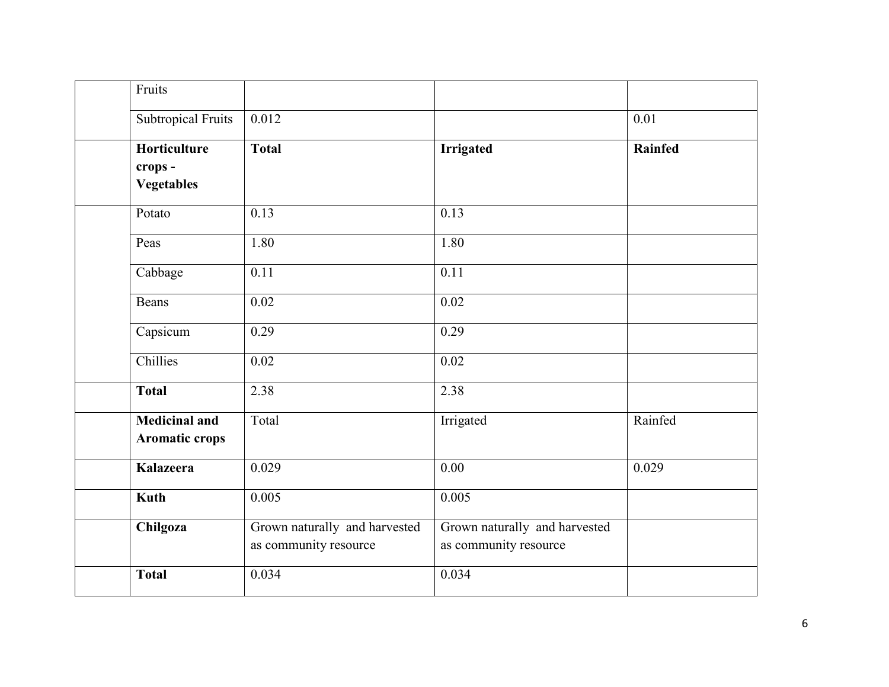| | | | | |
|---|---|---|---|---|
| | Fruits | | | |
| | Subtropical Fruits | 0.012 | | 0.01 |
| | **Horticulture crops - Vegetables** | **Total** | **Irrigated** | **Rainfed** |
| | Potato | 0.13 | 0.13 | |
| | Peas | 1.80 | 1.80 | |
| | Cabbage | 0.11 | 0.11 | |
| | Beans | 0.02 | 0.02 | |
| | Capsicum | 0.29 | 0.29 | |
| | Chillies | 0.02 | 0.02 | |
| | **Total** | 2.38 | 2.38 | |
| | **Medicinal and Aromatic crops** | Total | Irrigated | Rainfed |
| | **Kalazeera** | 0.029 | 0.00 | 0.029 |
| | **Kuth** | 0.005 | 0.005 | |
| | **Chilgoza** | Grown naturally and harvested as community resource | Grown naturally and harvested as community resource | |
| | **Total** | 0.034 | 0.034 | |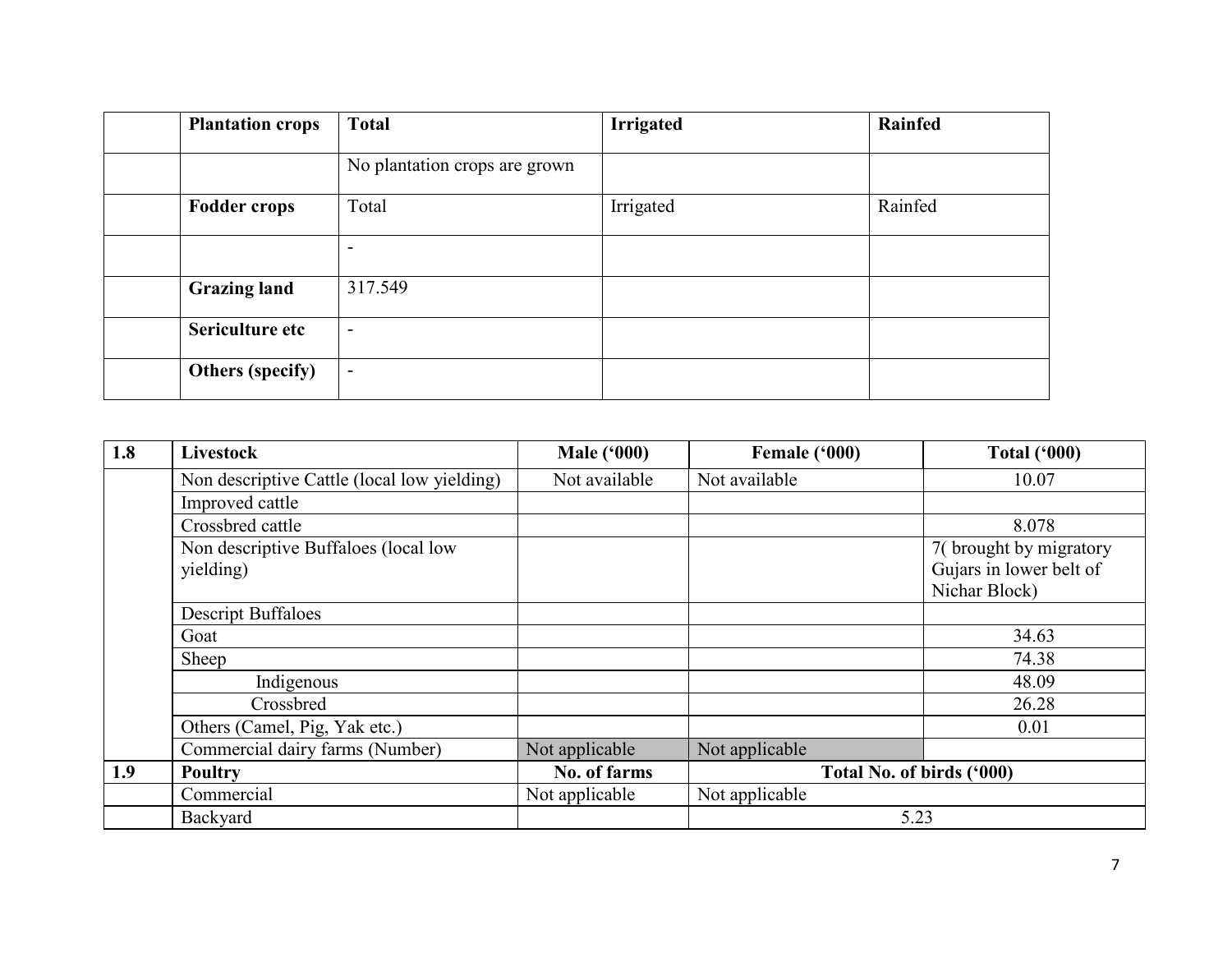|  | Plantation crops | Total | Irrigated | Rainfed |
|---|---|---|---|---|
|  |  | No plantation crops are grown |  |  |
|  | **Fodder crops** | Total | Irrigated | Rainfed |
|  |  | - |  |  |
|  | **Grazing land** | 317.549 |  |  |
|  | **Sericulture etc** | - |  |  |
|  | **Others (specify)** | - |  |  |

| 1.8 | Livestock | Male ('000) | Female ('000) | Total ('000) |
|---|---|---|---|---|
|  | Non descriptive Cattle (local low yielding) | Not available | Not available | 10.07 |
|  | Improved cattle |  |  |  |
|  | Crossbred cattle |  |  | 8.078 |
|  | Non descriptive Buffaloes (local low yielding) |  |  | 7( brought by migratory Gujars in lower belt of Nichar Block) |
|  | Descript Buffaloes |  |  |  |
|  | Goat |  |  | 34.63 |
|  | Sheep |  |  | 74.38 |
|  | Indigenous |  |  | 48.09 |
|  | Crossbred |  |  | 26.28 |
|  | Others (Camel, Pig, Yak etc.) |  |  | 0.01 |
|  | Commercial dairy farms (Number) | Not applicable | Not applicable |  |
| **1.9** | **Poultry** | **No. of farms** | **Total No. of birds ('000)** | |
|  | Commercial | Not applicable | Not applicable | |
|  | Backyard |  | 5.23 | |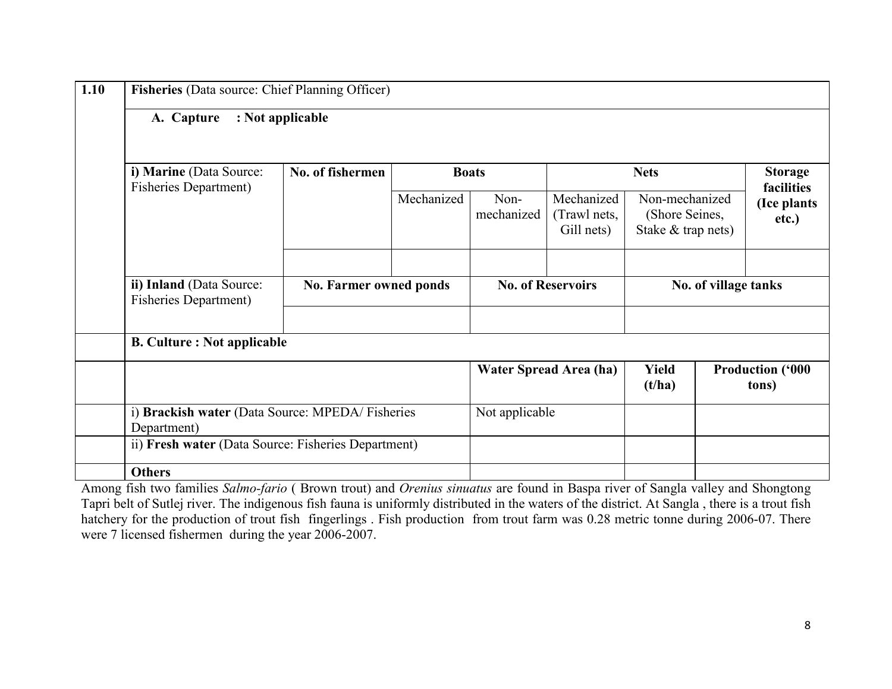| 1.10 | **Fisheries** (Data source: Chief Planning Officer) | | | | | | |
|---|---|---|---|---|---|---|---|
| | **A. Capture : Not applicable** | | | | | | |
| | **i) Marine** (Data Source: Fisheries Department) | **No. of fishermen** | **Boats** | | **Nets** | | **Storage facilities (Ice plants etc.)** |
| | | | Mechanized | Non-mechanized | Mechanized (Trawl nets, Gill nets) | Non-mechanized (Shore Seines, Stake & trap nets) | |
| | | | | | | | |
| | **ii) Inland** (Data Source: Fisheries Department) | **No. Farmer owned ponds** | | **No. of Reservoirs** | | **No. of village tanks** | |
| | | | | | | | |

| | | | | |
|---|---|---|---|---|
| | **B. Culture : Not applicable** | | | |
| | | **Water Spread Area (ha)** | **Yield (t/ha)** | **Production ('000 tons)** |
| | i) **Brackish water** (Data Source: MPEDA/ Fisheries Department) | Not applicable | | |
| | ii) **Fresh water** (Data Source: Fisheries Department) | | | |
| | **Others** | | | |

Among fish two families *Salmo-fario* ( Brown trout) and *Orenius sinuatus* are found in Baspa river of Sangla valley and Shongtong Tapri belt of Sutlej river. The indigenous fish fauna is uniformly distributed in the waters of the district. At Sangla , there is a trout fish hatchery for the production of trout fish fingerlings . Fish production from trout farm was 0.28 metric tonne during 2006-07. There were 7 licensed fishermen during the year 2006-2007.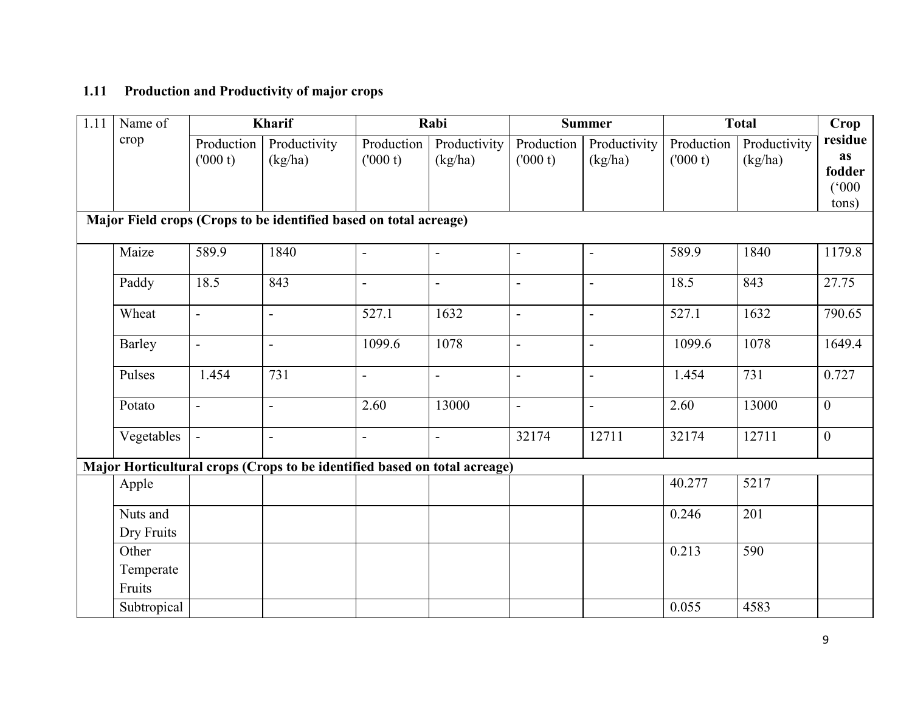### 1.11 Production and Productivity of major crops

| 1.11 | Name of crop | Kharif | | Rabi | | Summer | | Total | | Crop residue as fodder ('000 tons) |
|---|---|---|---|---|---|---|---|---|---|---|
| | | Production ('000 t) | Productivity (kg/ha) | Production ('000 t) | Productivity (kg/ha) | Production ('000 t) | Productivity (kg/ha) | Production ('000 t) | Productivity (kg/ha) | |
| **Major Field crops (Crops to be identified based on total acreage)** | | | | | | | | | | |
| | Maize | 589.9 | 1840 | - | - | - | - | 589.9 | 1840 | 1179.8 |
| | Paddy | 18.5 | 843 | - | - | - | - | 18.5 | 843 | 27.75 |
| | Wheat | - | - | 527.1 | 1632 | - | - | 527.1 | 1632 | 790.65 |
| | Barley | - | - | 1099.6 | 1078 | - | - | 1099.6 | 1078 | 1649.4 |
| | Pulses | 1.454 | 731 | - | - | - | - | 1.454 | 731 | 0.727 |
| | Potato | - | - | 2.60 | 13000 | - | - | 2.60 | 13000 | 0 |
| | Vegetables | - | - | - | - | 32174 | 12711 | 32174 | 12711 | 0 |
| **Major Horticultural crops (Crops to be identified based on total acreage)** | | | | | | | | | | |
| | Apple | | | | | | | 40.277 | 5217 | |
| | Nuts and Dry Fruits | | | | | | | 0.246 | 201 | |
| | Other Temperate Fruits | | | | | | | 0.213 | 590 | |
| | Subtropical | | | | | | | 0.055 | 4583 | |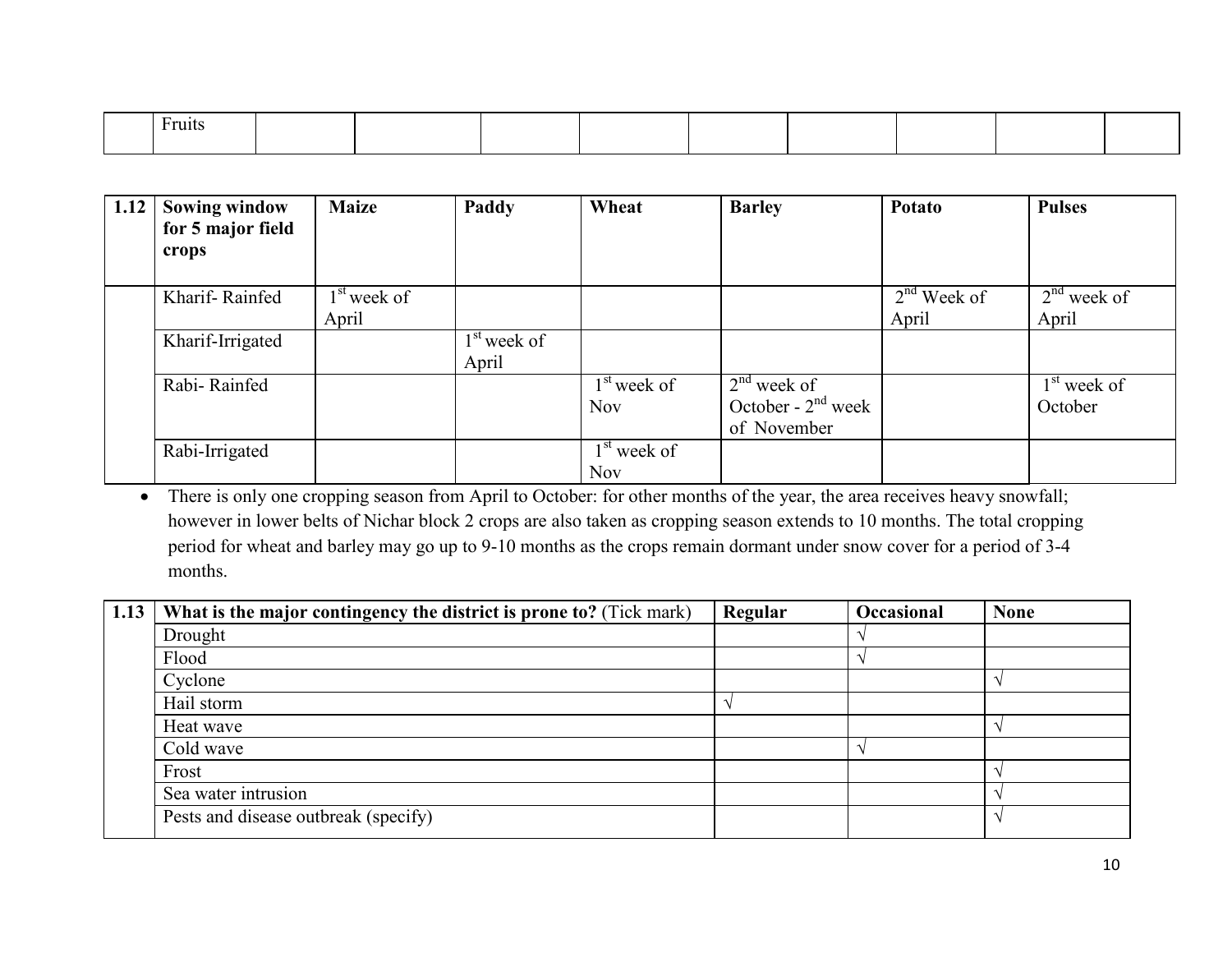|  | Fruits |  |  |  |  |  |  |  |  |  |
|---|---|---|---|---|---|---|---|---|---|---|

| 1.12 | Sowing window for 5 major field crops | Maize | Paddy | Wheat | Barley | Potato | Pulses |
|---|---|---|---|---|---|---|---|
|  | Kharif- Rainfed | 1st week of April |  |  |  | 2nd Week of April | 2nd week of April |
|  | Kharif-Irrigated |  | 1st week of April |  |  |  |  |
|  | Rabi- Rainfed |  |  | 1st week of Nov | 2nd week of October - 2nd week of November |  | 1st week of October |
|  | Rabi-Irrigated |  |  | 1st week of Nov |  |  |  |

- There is only one cropping season from April to October: for other months of the year, the area receives heavy snowfall; however in lower belts of Nichar block 2 crops are also taken as cropping season extends to 10 months. The total cropping period for wheat and barley may go up to 9-10 months as the crops remain dormant under snow cover for a period of 3-4 months.

| 1.13 | **What is the major contingency the district is prone to?** (Tick mark) | **Regular** | **Occasional** | **None** |
|---|---|---|---|---|
|  | Drought |  | √ |  |
|  | Flood |  | √ |  |
|  | Cyclone |  |  | √ |
|  | Hail storm | √ |  |  |
|  | Heat wave |  |  | √ |
|  | Cold wave |  | √ |  |
|  | Frost |  |  | √ |
|  | Sea water intrusion |  |  | √ |
|  | Pests and disease outbreak (specify) |  |  | √ |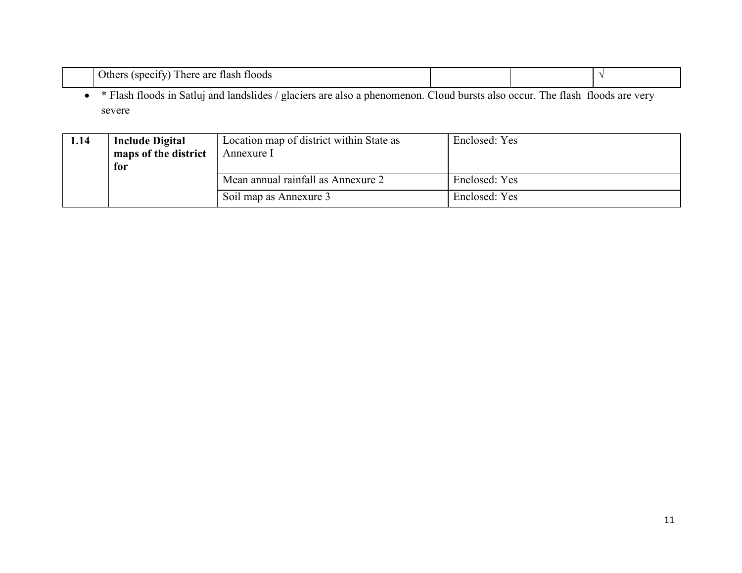|  | Others (specify) There are flash floods |  |  | √ |
|---|---|---|---|---|

- * Flash floods in Satluj and landslides / glaciers are also a phenomenon. Cloud bursts also occur. The flash floods are very severe

| 1.14 | **Include Digital maps of the district for** | Location map of district within State as Annexure I | Enclosed: Yes |
|---|---|---|---|
|  |  | Mean annual rainfall as Annexure 2 | Enclosed: Yes |
|  |  | Soil map as Annexure 3 | Enclosed: Yes |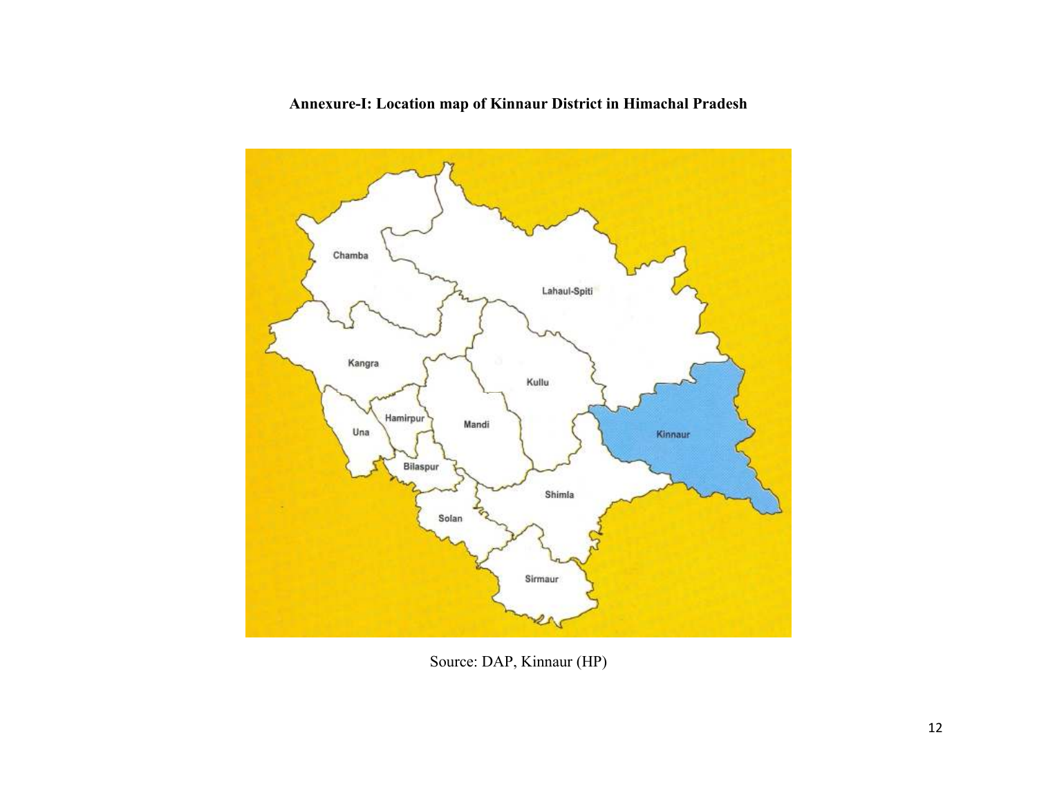**Annexure-I: Location map of Kinnaur District in Himachal Pradesh**

Source: DAP, Kinnaur (HP)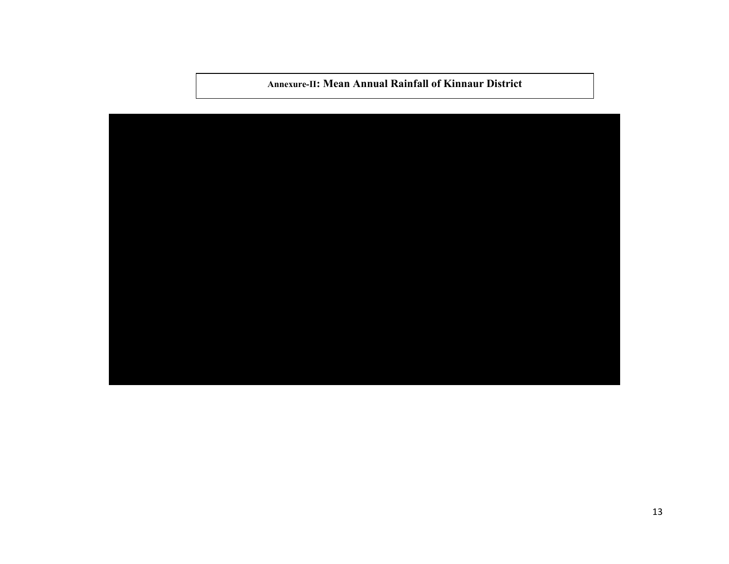**Annexure-II: Mean Annual Rainfall of Kinnaur District**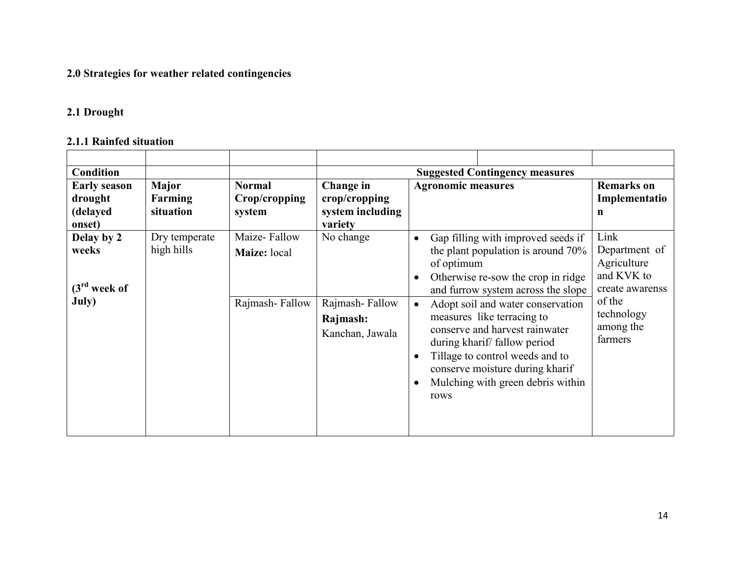**2.0 Strategies for weather related contingencies**

**2.1 Drought**

**2.1.1 Rainfed situation**

| Condition | | | Suggested Contingency measures | | |
|---|---|---|---|---|---|
| **Early season drought (delayed onset)** | **Major Farming situation** | **Normal Crop/cropping system** | **Change in crop/cropping system including variety** | **Agronomic measures** | **Remarks on Implementation** |
| **Delay by 2 weeks (3rd week of July)** | Dry temperate high hills | Maize- Fallow<br>**Maize:** local | No change | • Gap filling with improved seeds if the plant population is around 70% of optimum<br>• Otherwise re-sow the crop in ridge and furrow system across the slope | Link Department of Agriculture and KVK to create awarenss of the technology among the farmers |
| | | Rajmash- Fallow | Rajmash- Fallow<br>**Rajmash:** Kanchan, Jawala | • Adopt soil and water conservation measures like terracing to conserve and harvest rainwater during kharif/ fallow period<br>• Tillage to control weeds and to conserve moisture during kharif<br>• Mulching with green debris within rows | |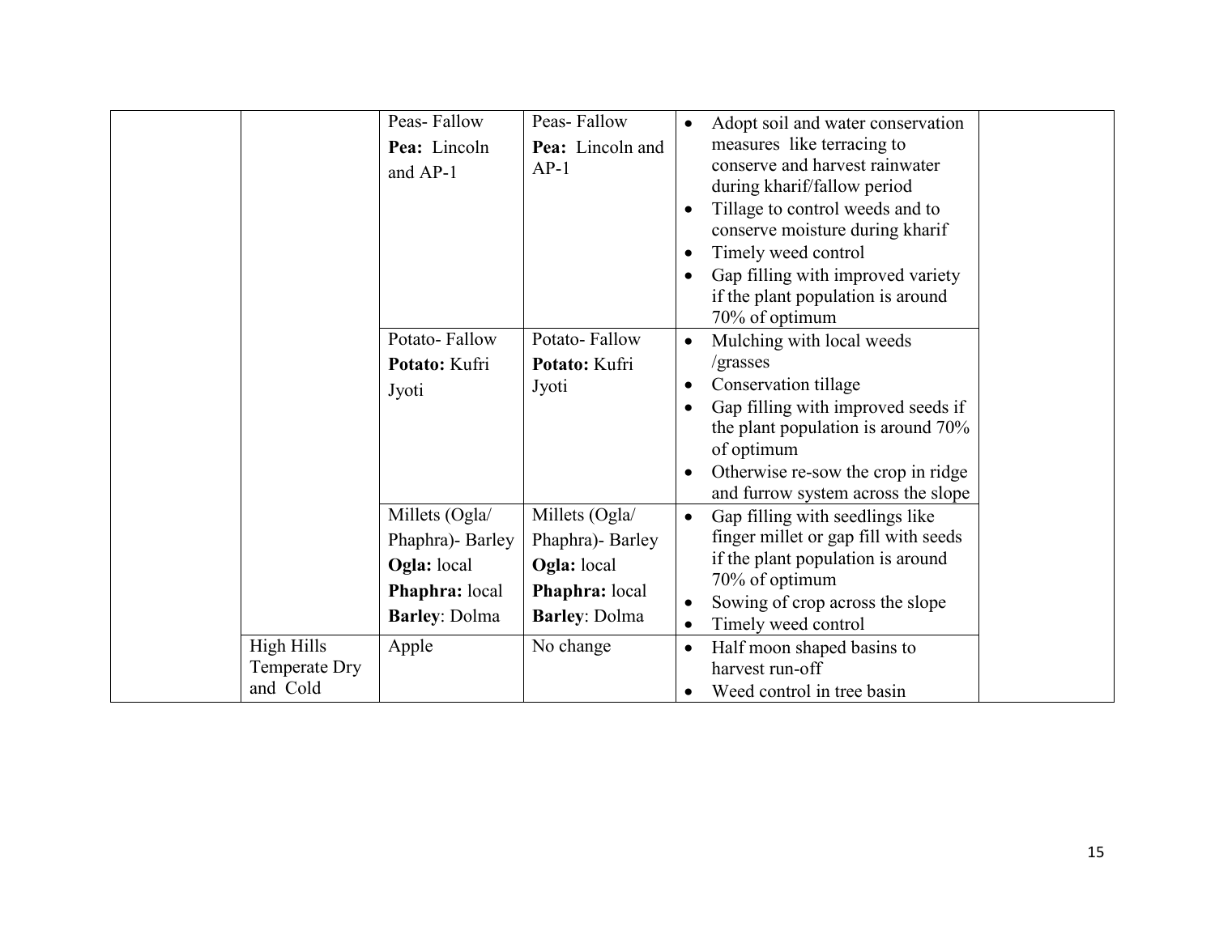| | | | | | |
|---|---|---|---|---|---|
| | | Peas- Fallow<br>**Pea:** Lincoln and AP-1 | Peas- Fallow<br>**Pea:** Lincoln and AP-1 | • Adopt soil and water conservation measures like terracing to conserve and harvest rainwater during kharif/fallow period<br>• Tillage to control weeds and to conserve moisture during kharif<br>• Timely weed control<br>• Gap filling with improved variety if the plant population is around 70% of optimum | |
| | | Potato- Fallow<br>**Potato:** Kufri Jyoti | Potato- Fallow<br>**Potato:** Kufri Jyoti | • Mulching with local weeds /grasses<br>• Conservation tillage<br>• Gap filling with improved seeds if the plant population is around 70% of optimum<br>• Otherwise re-sow the crop in ridge and furrow system across the slope | |
| | | Millets (Ogla/ Phaphra)- Barley<br>**Ogla:** local<br>**Phaphra:** local<br>**Barley**: Dolma | Millets (Ogla/ Phaphra)- Barley<br>**Ogla:** local<br>**Phaphra:** local<br>**Barley**: Dolma | • Gap filling with seedlings like finger millet or gap fill with seeds if the plant population is around 70% of optimum<br>• Sowing of crop across the slope<br>• Timely weed control | |
| | High Hills Temperate Dry and Cold | Apple | No change | • Half moon shaped basins to harvest run-off<br>• Weed control in tree basin | |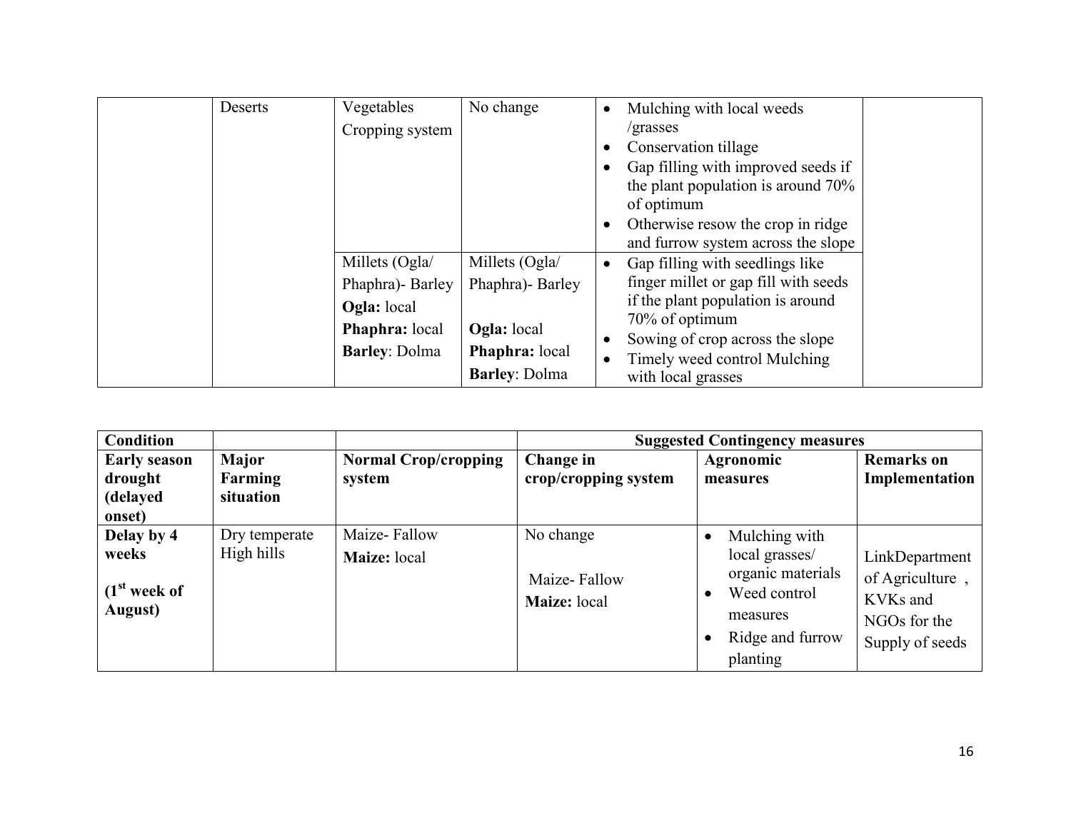| | | | | | |
|---|---|---|---|---|---|
| | Deserts | Vegetables Cropping system | No change | • Mulching with local weeds /grasses<br>• Conservation tillage<br>• Gap filling with improved seeds if the plant population is around 70% of optimum<br>• Otherwise resow the crop in ridge and furrow system across the slope | |
| | | Millets (Ogla/ Phaphra)- Barley<br>**Ogla:** local<br>**Phaphra:** local<br>**Barley**: Dolma | Millets (Ogla/ Phaphra)- Barley<br>**Ogla:** local<br>**Phaphra:** local<br>**Barley**: Dolma | • Gap filling with seedlings like finger millet or gap fill with seeds if the plant population is around 70% of optimum<br>• Sowing of crop across the slope<br>• Timely weed control Mulching with local grasses | |

| **Condition** | | | **Suggested Contingency measures** | | |
|---|---|---|---|---|---|
| **Early season drought (delayed onset)** | **Major Farming situation** | **Normal Crop/cropping system** | **Change in crop/cropping system** | **Agronomic measures** | **Remarks on Implementation** |
| **Delay by 4 weeks**<br>**(1st week of August)** | Dry temperate High hills | Maize- Fallow<br>**Maize:** local | No change<br>Maize- Fallow<br>**Maize:** local | • Mulching with local grasses/ organic materials<br>• Weed control measures<br>• Ridge and furrow planting | LinkDepartment of Agriculture , KVKs and NGOs for the Supply of seeds |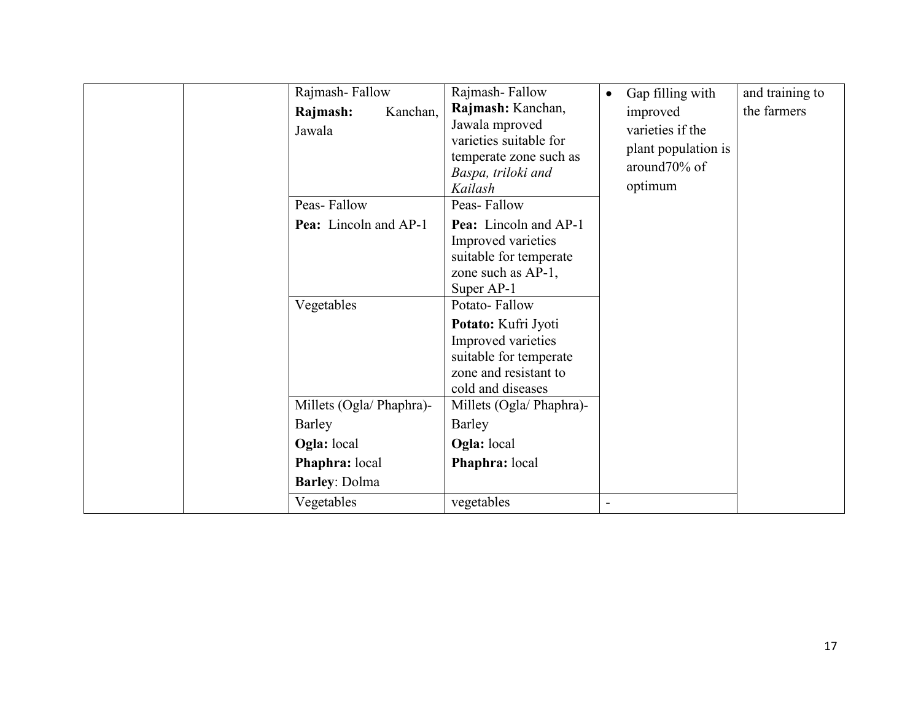| | | | | | |
|---|---|---|---|---|---|
| | | Rajmash- Fallow<br>**Rajmash:** Kanchan, Jawala | Rajmash- Fallow<br>**Rajmash:** Kanchan, Jawala mproved varieties suitable for temperate zone such as *Baspa, triloki and Kailash* | • Gap filling with improved varieties if the plant population is around70% of optimum | and training to the farmers |
| | | Peas- Fallow<br>**Pea:** Lincoln and AP-1 | Peas- Fallow<br>**Pea:** Lincoln and AP-1 Improved varieties suitable for temperate zone such as AP-1, Super AP-1 | | |
| | | Vegetables | Potato- Fallow<br>**Potato:** Kufri Jyoti Improved varieties suitable for temperate zone and resistant to cold and diseases | | |
| | | Millets (Ogla/ Phaphra)- Barley<br>**Ogla:** local<br>**Phaphra:** local<br>**Barley**: Dolma | Millets (Ogla/ Phaphra)- Barley<br>**Ogla:** local<br>**Phaphra:** local | | |
| | | Vegetables | vegetables | - | |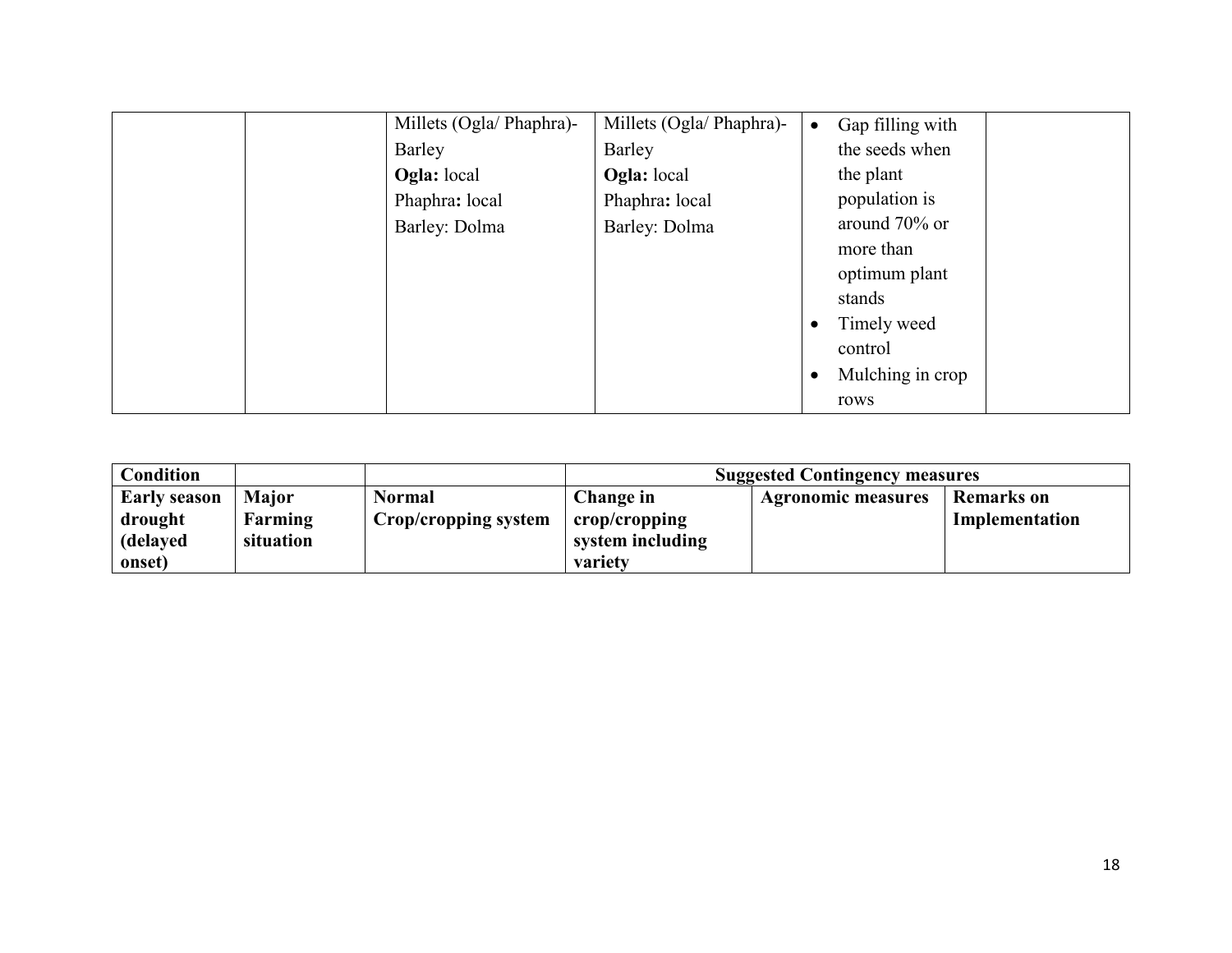|  |  | Millets (Ogla/ Phaphra)-Barley<br>**Ogla:** local<br>Phaphra**:** local<br>Barley: Dolma | Millets (Ogla/ Phaphra)-Barley<br>**Ogla:** local<br>Phaphra**:** local<br>Barley: Dolma | • Gap filling with the seeds when the plant population is around 70% or more than optimum plant stands<br>• Timely weed control<br>• Mulching in crop rows |  |
|---|---|---|---|---|---|

| **Condition** |  |  | **Suggested Contingency measures** |  |  |
|---|---|---|---|---|---|
| **Early season drought (delayed onset)** | **Major Farming situation** | **Normal Crop/cropping system** | **Change in crop/cropping system including variety** | **Agronomic measures** | **Remarks on Implementation** |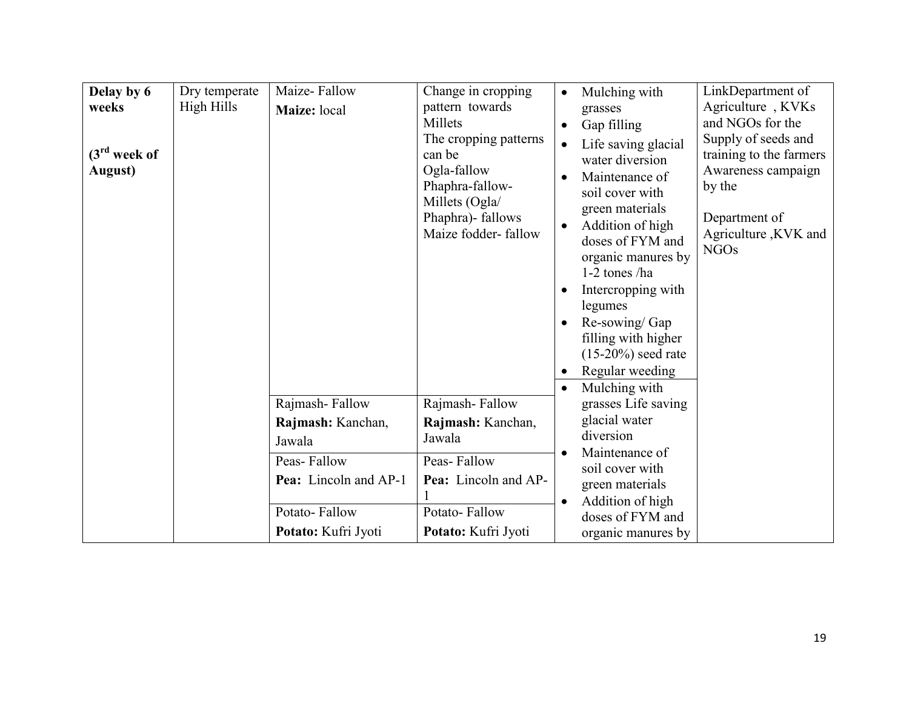| **Delay by 6 weeks**<br><br>**(3rd week of August)** | Dry temperate High Hills | Maize- Fallow<br>**Maize:** local | Change in cropping pattern towards Millets<br>The cropping patterns can be<br>Ogla-fallow<br>Phaphra-fallow-<br>Millets (Ogla/ Phaphra)- fallows<br>Maize fodder- fallow | • Mulching with grasses<br>• Gap filling<br>• Life saving glacial water diversion<br>• Maintenance of soil cover with green materials<br>• Addition of high doses of FYM and organic manures by 1-2 tones /ha<br>• Intercropping with legumes<br>• Re-sowing/ Gap filling with higher (15-20%) seed rate<br>• Regular weeding | LinkDepartment of Agriculture , KVKs and NGOs for the Supply of seeds and training to the farmers Awareness campaign by the<br><br>Department of Agriculture ,KVK and NGOs |
|---|---|---|---|---|---|
| | | Rajmash- Fallow<br>**Rajmash:** Kanchan, Jawala | Rajmash- Fallow<br>**Rajmash:** Kanchan, Jawala | • Mulching with grasses Life saving glacial water diversion<br>• Maintenance of soil cover with green materials<br>• Addition of high doses of FYM and organic manures by | |
| | | Peas- Fallow<br>**Pea:** Lincoln and AP-1 | Peas- Fallow<br>**Pea:** Lincoln and AP-1 | | |
| | | Potato- Fallow<br>**Potato:** Kufri Jyoti | Potato- Fallow<br>**Potato:** Kufri Jyoti | | |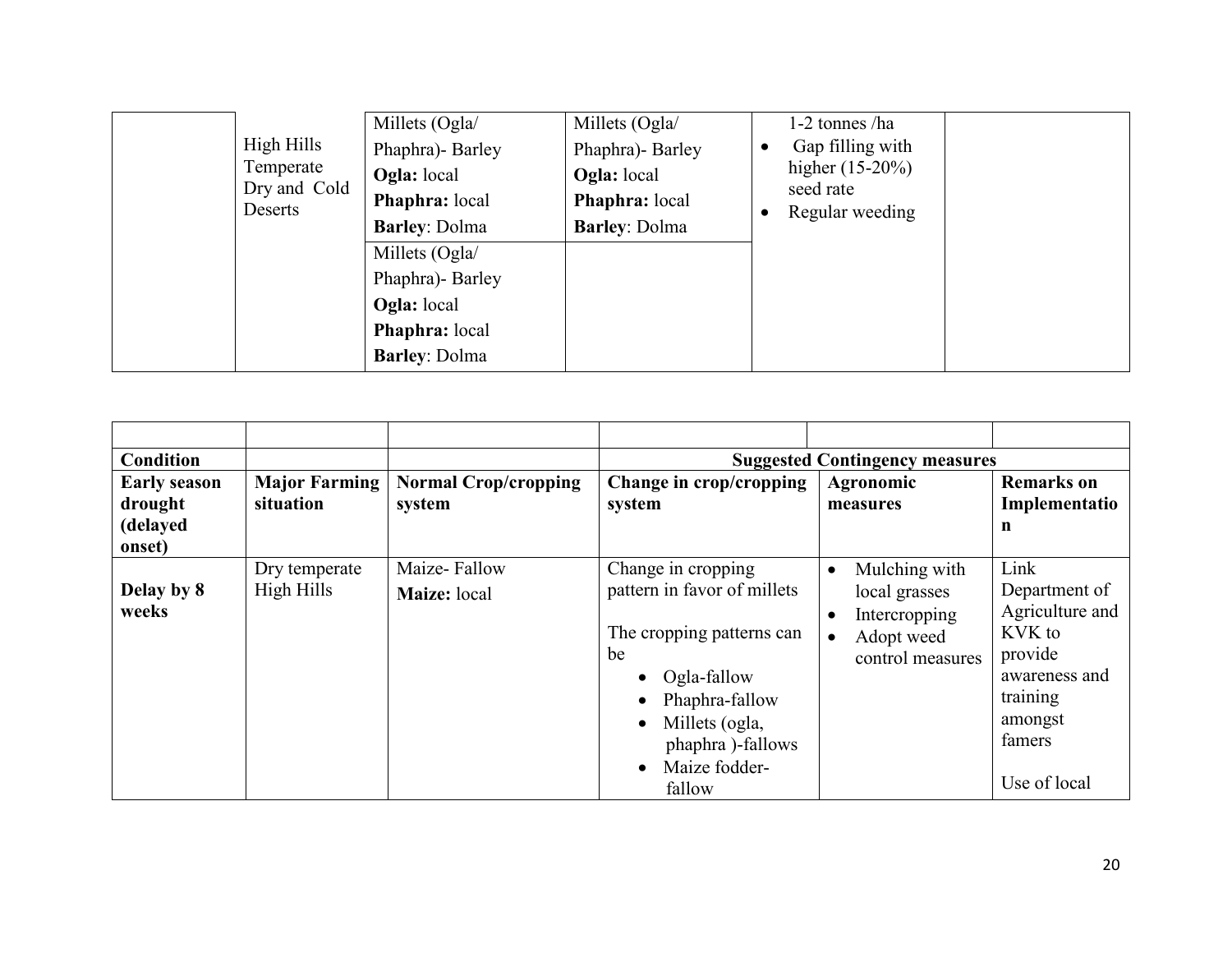| | | | | | |
|---|---|---|---|---|---|
| | High Hills Temperate Dry and Cold Deserts | Millets (Ogla/ Phaphra)- Barley **Ogla:** local **Phaphra:** local **Barley**: Dolma | Millets (Ogla/ Phaphra)- Barley **Ogla:** local **Phaphra:** local **Barley**: Dolma | 1-2 tonnes /ha<br>• Gap filling with higher (15-20%) seed rate<br>• Regular weeding | |
| | | Millets (Ogla/ Phaphra)- Barley **Ogla:** local **Phaphra:** local **Barley**: Dolma | | | |

| | | | | | |
|---|---|---|---|---|---|
| **Condition** | | | **Suggested Contingency measures** | | |
| **Early season drought (delayed onset)** | **Major Farming situation** | **Normal Crop/cropping system** | **Change in crop/cropping system** | **Agronomic measures** | **Remarks on Implementation** |
| **Delay by 8 weeks** | Dry temperate High Hills | Maize- Fallow<br>**Maize:** local | Change in cropping pattern in favor of millets<br><br>The cropping patterns can be<br>• Ogla-fallow<br>• Phaphra-fallow<br>• Millets (ogla, phaphra )-fallows<br>• Maize fodder-fallow | • Mulching with local grasses<br>• Intercropping<br>• Adopt weed control measures | Link Department of Agriculture and KVK to provide awareness and training amongst famers<br><br>Use of local |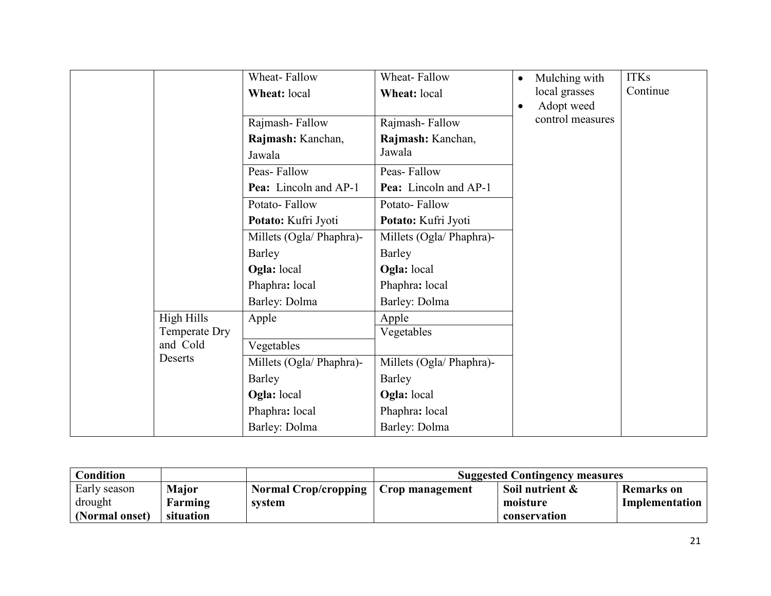| | | | | | |
|---|---|---|---|---|---|
| | | Wheat- Fallow<br>**Wheat:** local | Wheat- Fallow<br>**Wheat:** local | • Mulching with local grasses<br>• Adopt weed control measures | ITKs Continue |
| | | Rajmash- Fallow<br>**Rajmash:** Kanchan, Jawala | Rajmash- Fallow<br>**Rajmash:** Kanchan, Jawala | | |
| | | Peas- Fallow<br>**Pea:** Lincoln and AP-1 | Peas- Fallow<br>**Pea:** Lincoln and AP-1 | | |
| | | Potato- Fallow<br>**Potato:** Kufri Jyoti | Potato- Fallow<br>**Potato:** Kufri Jyoti | | |
| | | Millets (Ogla/ Phaphra)- Barley<br>**Ogla:** local<br>Phaphra**:** local<br>Barley: Dolma | Millets (Ogla/ Phaphra)- Barley<br>**Ogla:** local<br>Phaphra**:** local<br>Barley: Dolma | | |
| | High Hills Temperate Dry and Cold Deserts | Apple | Apple | | |
| | | Vegetables | Vegetables | | |
| | | Millets (Ogla/ Phaphra)- Barley<br>**Ogla:** local<br>Phaphra**:** local<br>Barley: Dolma | Millets (Ogla/ Phaphra)- Barley<br>**Ogla:** local<br>Phaphra**:** local<br>Barley: Dolma | | |

| **Condition** | | | **Suggested Contingency measures** | | |
|---|---|---|---|---|---|
| Early season drought **(Normal onset)** | **Major Farming situation** | **Normal Crop/cropping system** | **Crop management** | **Soil nutrient & moisture conservation** | **Remarks on Implementation** |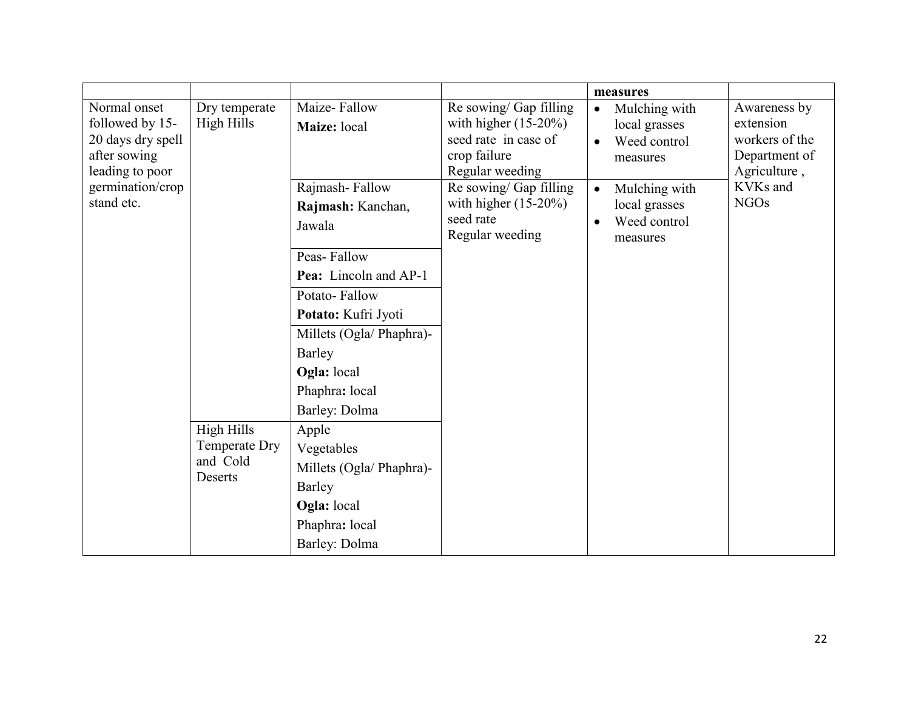| | | | | measures | |
|---|---|---|---|---|---|
| Normal onset followed by 15-20 days dry spell after sowing leading to poor germination/crop stand etc. | Dry temperate High Hills | Maize- Fallow<br>**Maize:** local | Re sowing/ Gap filling with higher (15-20%) seed rate in case of crop failure<br>Regular weeding | • Mulching with local grasses<br>• Weed control measures | Awareness by extension workers of the Department of Agriculture , KVKs and NGOs |
| | | Rajmash- Fallow<br>**Rajmash:** Kanchan, Jawala | Re sowing/ Gap filling with higher (15-20%) seed rate<br>Regular weeding | • Mulching with local grasses<br>• Weed control measures | |
| | | Peas- Fallow<br>**Pea:** Lincoln and AP-1 | | | |
| | | Potato- Fallow<br>**Potato:** Kufri Jyoti | | | |
| | | Millets (Ogla/ Phaphra)-Barley<br>**Ogla:** local<br>Phaphra**:** local<br>Barley: Dolma | | | |
| | High Hills Temperate Dry and Cold Deserts | Apple<br>Vegetables<br>Millets (Ogla/ Phaphra)-Barley<br>**Ogla:** local<br>Phaphra**:** local<br>Barley: Dolma | | | |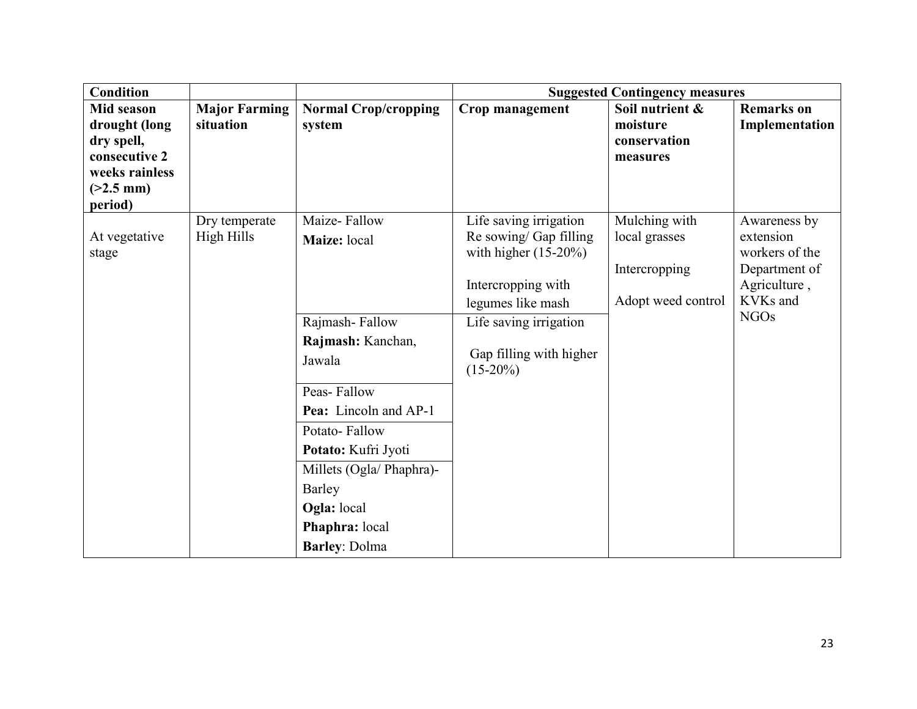| Condition | | | Suggested Contingency measures | | |
|---|---|---|---|---|---|
| **Mid season drought (long dry spell, consecutive 2 weeks rainless (>2.5 mm) period)** | **Major Farming situation** | **Normal Crop/cropping system** | **Crop management** | **Soil nutrient & moisture conservation measures** | **Remarks on Implementation** |
| At vegetative stage | Dry temperate High Hills | Maize- Fallow<br>**Maize:** local | Life saving irrigation<br>Re sowing/ Gap filling with higher (15-20%)<br>Intercropping with legumes like mash | Mulching with local grasses<br>Intercropping<br>Adopt weed control | Awareness by extension workers of the Department of Agriculture , KVKs and NGOs |
| | | Rajmash- Fallow<br>**Rajmash:** Kanchan, Jawala | Life saving irrigation<br>Gap filling with higher (15-20%) | | |
| | | Peas- Fallow<br>**Pea:** Lincoln and AP-1 | | | |
| | | Potato- Fallow<br>**Potato:** Kufri Jyoti | | | |
| | | Millets (Ogla/ Phaphra)- Barley<br>**Ogla:** local<br>**Phaphra:** local<br>**Barley**: Dolma | | | |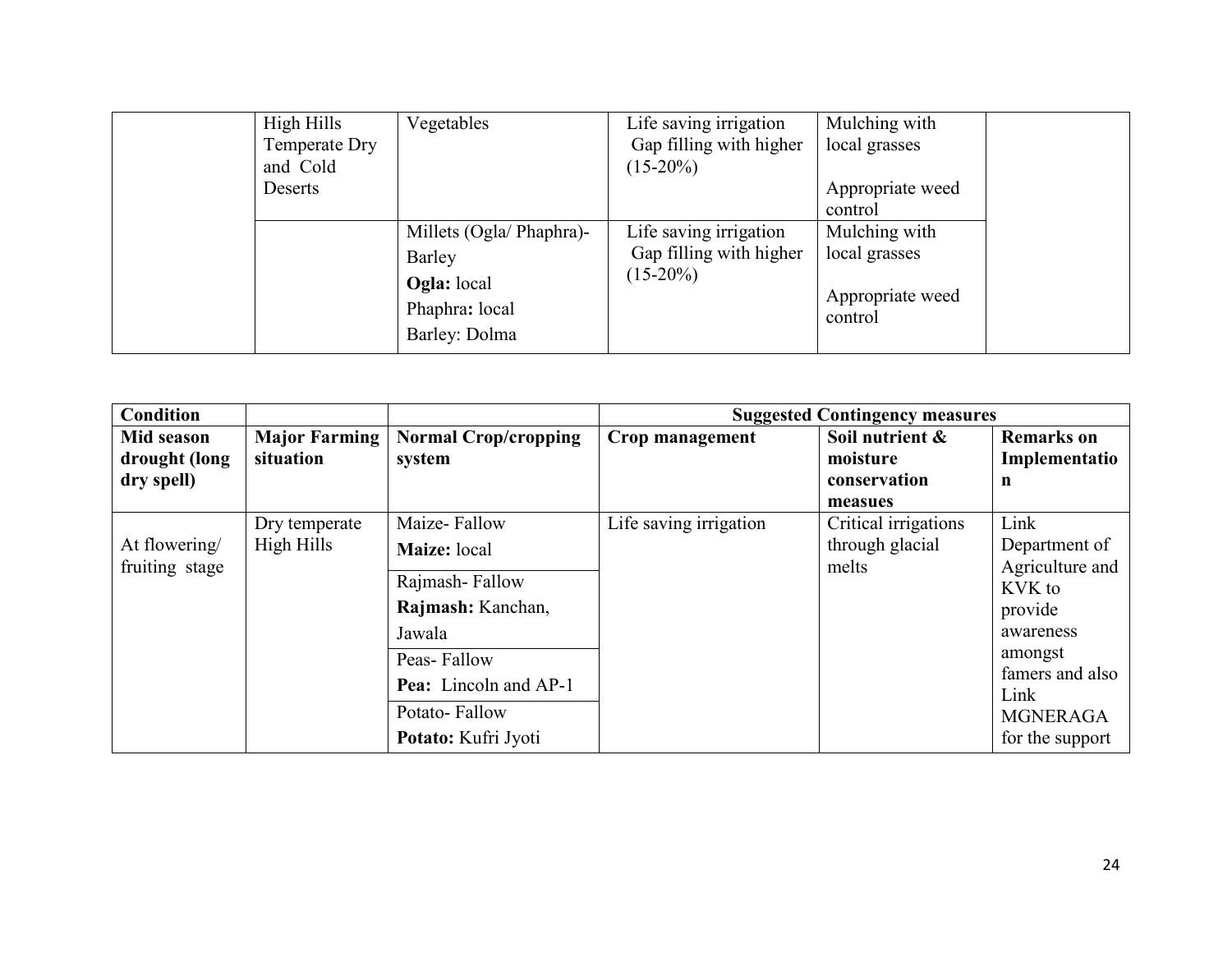| | | | | | |
|---|---|---|---|---|---|
| | High Hills Temperate Dry and Cold Deserts | Vegetables | Life saving irrigation Gap filling with higher (15-20%) | Mulching with local grasses<br><br>Appropriate weed control | |
| | | Millets (Ogla/ Phaphra)- Barley<br>**Ogla:** local<br>Phaphra**:** local<br>Barley: Dolma | Life saving irrigation Gap filling with higher (15-20%) | Mulching with local grasses<br><br>Appropriate weed control | |

| **Condition** | | | **Suggested Contingency measures** | | |
|---|---|---|---|---|---|
| **Mid season drought (long dry spell)** | **Major Farming situation** | **Normal Crop/cropping system** | **Crop management** | **Soil nutrient & moisture conservation measues** | **Remarks on Implementation** |
| At flowering/ fruiting stage | Dry temperate High Hills | Maize- Fallow<br>**Maize:** local | Life saving irrigation | Critical irrigations through glacial melts | Link Department of Agriculture and KVK to provide awareness amongst famers and also Link MGNERAGA for the support |
| | | Rajmash- Fallow<br>**Rajmash:** Kanchan, Jawala | | | |
| | | Peas- Fallow<br>**Pea:** Lincoln and AP-1 | | | |
| | | Potato- Fallow<br>**Potato:** Kufri Jyoti | | | |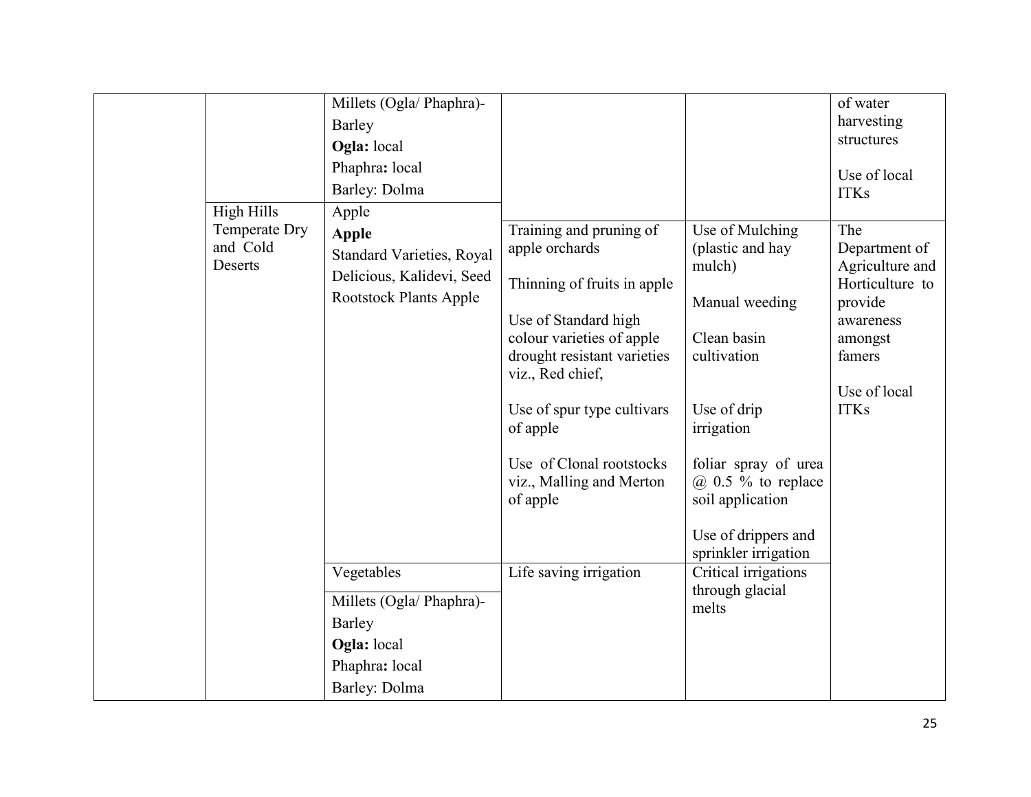| | | | | | |
|---|---|---|---|---|---|
| | | Millets (Ogla/ Phaphra)-<br>Barley<br>**Ogla:** local<br>Phaphra**:** local<br>Barley: Dolma | | | of water harvesting structures<br><br>Use of local ITKs |
| | High Hills Temperate Dry and Cold Deserts | Apple<br>**Apple**<br>Standard Varieties, Royal Delicious, Kalidevi, Seed Rootstock Plants Apple | Training and pruning of apple orchards<br><br>Thinning of fruits in apple<br><br>Use of Standard high colour varieties of apple drought resistant varieties viz., Red chief,<br><br>Use of spur type cultivars of apple<br><br>Use of Clonal rootstocks viz., Malling and Merton of apple | Use of Mulching (plastic and hay mulch)<br><br>Manual weeding<br><br>Clean basin cultivation<br><br>Use of drip irrigation<br><br>foliar spray of urea @ 0.5 % to replace soil application<br><br>Use of drippers and sprinkler irrigation | The Department of Agriculture and Horticulture to provide awareness amongst famers<br><br>Use of local ITKs |
| | | Vegetables | Life saving irrigation | Critical irrigations through glacial melts | |
| | | Millets (Ogla/ Phaphra)-<br>Barley<br>**Ogla:** local<br>Phaphra**:** local<br>Barley: Dolma | | | |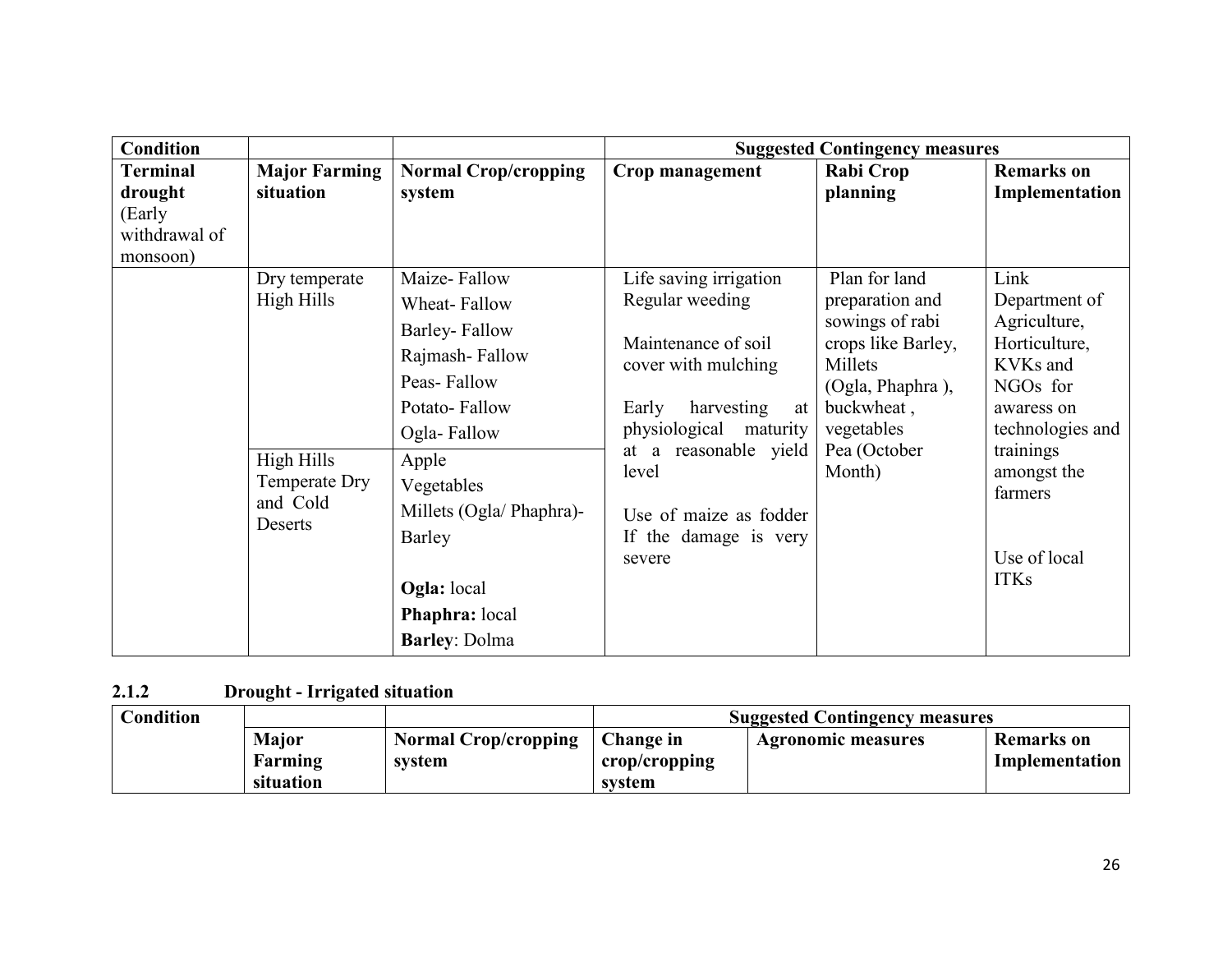| Condition | | | Suggested Contingency measures | | |
|---|---|---|---|---|---|
| **Terminal drought** (Early withdrawal of monsoon) | **Major Farming situation** | **Normal Crop/cropping system** | **Crop management** | **Rabi Crop planning** | **Remarks on Implementation** |
| | Dry temperate High Hills | Maize- Fallow<br>Wheat- Fallow<br>Barley- Fallow<br>Rajmash- Fallow<br>Peas- Fallow<br>Potato- Fallow<br>Ogla- Fallow | Life saving irrigation<br>Regular weeding<br><br>Maintenance of soil cover with mulching<br><br>Early harvesting at physiological maturity at a reasonable yield level<br><br>Use of maize as fodder If the damage is very severe | Plan for land preparation and sowings of rabi crops like Barley, Millets (Ogla, Phaphra ), buckwheat , vegetables Pea (October Month) | Link Department of Agriculture, Horticulture, KVKs and NGOs for awaress on technologies and trainings amongst the farmers<br><br>Use of local ITKs |
| | High Hills Temperate Dry and Cold Deserts | Apple<br>Vegetables<br>Millets (Ogla/ Phaphra)- Barley<br><br>**Ogla:** local<br>**Phaphra:** local<br>**Barley**: Dolma | | | |

### 2.1.2 Drought - Irrigated situation

| Condition | | | Suggested Contingency measures | | |
|---|---|---|---|---|---|
| | **Major Farming situation** | **Normal Crop/cropping system** | **Change in crop/cropping system** | **Agronomic measures** | **Remarks on Implementation** |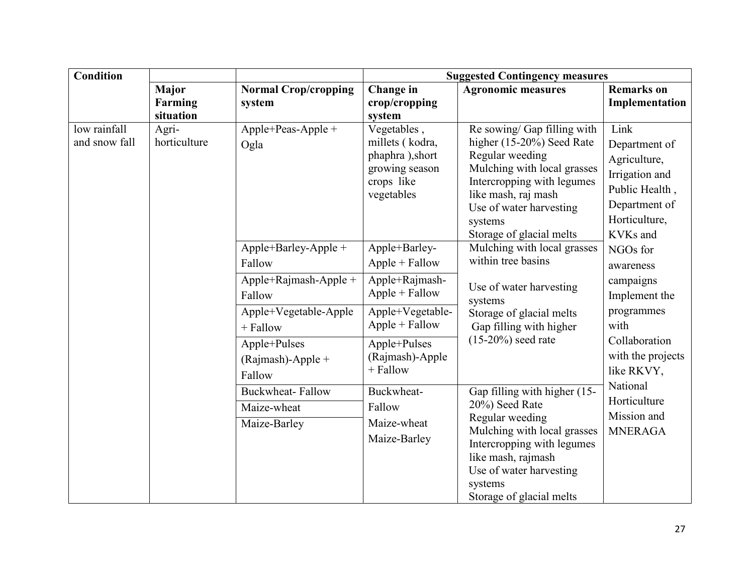| Condition | | | Suggested Contingency measures | | |
|---|---|---|---|---|---|
| | Major Farming situation | Normal Crop/cropping system | Change in crop/cropping system | Agronomic measures | Remarks on Implementation |
| low rainfall and snow fall | Agri-horticulture | Apple+Peas-Apple + Ogla | Vegetables , millets ( kodra, phaphra ),short growing season crops like vegetables | Re sowing/ Gap filling with higher (15-20%) Seed Rate<br>Regular weeding<br>Mulching with local grasses<br>Intercropping with legumes like mash, raj mash<br>Use of water harvesting systems<br>Storage of glacial melts | Link Department of Agriculture, Irrigation and Public Health , Department of Horticulture, KVKs and NGOs for awareness campaigns<br>Implement the programmes with Collaboration with the projects like RKVY, National Horticulture Mission and MNERAGA |
| | | Apple+Barley-Apple + Fallow | Apple+Barley-Apple + Fallow | Mulching with local grasses within tree basins<br>Use of water harvesting systems<br>Storage of glacial melts<br>Gap filling with higher (15-20%) seed rate | |
| | | Apple+Rajmash-Apple + Fallow | Apple+Rajmash-Apple + Fallow | | |
| | | Apple+Vegetable-Apple + Fallow | Apple+Vegetable-Apple + Fallow | | |
| | | Apple+Pulses (Rajmash)-Apple + Fallow | Apple+Pulses (Rajmash)-Apple + Fallow | | |
| | | Buckwheat- Fallow | Buckwheat-Fallow | Gap filling with higher (15-20%) Seed Rate<br>Regular weeding<br>Mulching with local grasses<br>Intercropping with legumes like mash, rajmash<br>Use of water harvesting systems<br>Storage of glacial melts | |
| | | Maize-wheat | Maize-wheat | | |
| | | Maize-Barley | Maize-Barley | | |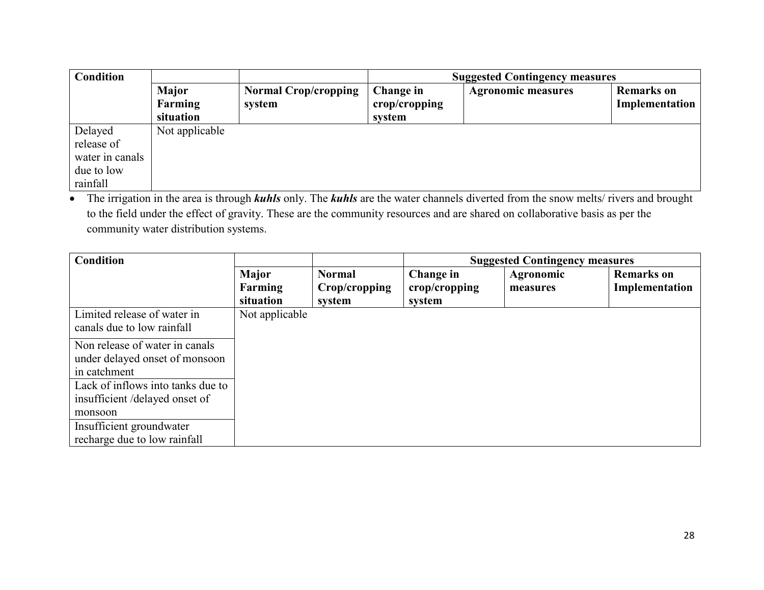| Condition | | | Suggested Contingency measures | | |
|---|---|---|---|---|---|
| | Major Farming situation | Normal Crop/cropping system | Change in crop/cropping system | Agronomic measures | Remarks on Implementation |
| Delayed release of water in canals due to low rainfall | Not applicable | | | | |

- The irrigation in the area is through ***kuhls*** only. The ***kuhls*** are the water channels diverted from the snow melts/ rivers and brought to the field under the effect of gravity. These are the community resources and are shared on collaborative basis as per the community water distribution systems.

| Condition | | | Suggested Contingency measures | | |
|---|---|---|---|---|---|
| | Major Farming situation | Normal Crop/cropping system | Change in crop/cropping system | Agronomic measures | Remarks on Implementation |
| Limited release of water in canals due to low rainfall | Not applicable | | | | |
| Non release of water in canals under delayed onset of monsoon in catchment | | | | | |
| Lack of inflows into tanks due to insufficient /delayed onset of monsoon | | | | | |
| Insufficient groundwater recharge due to low rainfall | | | | | |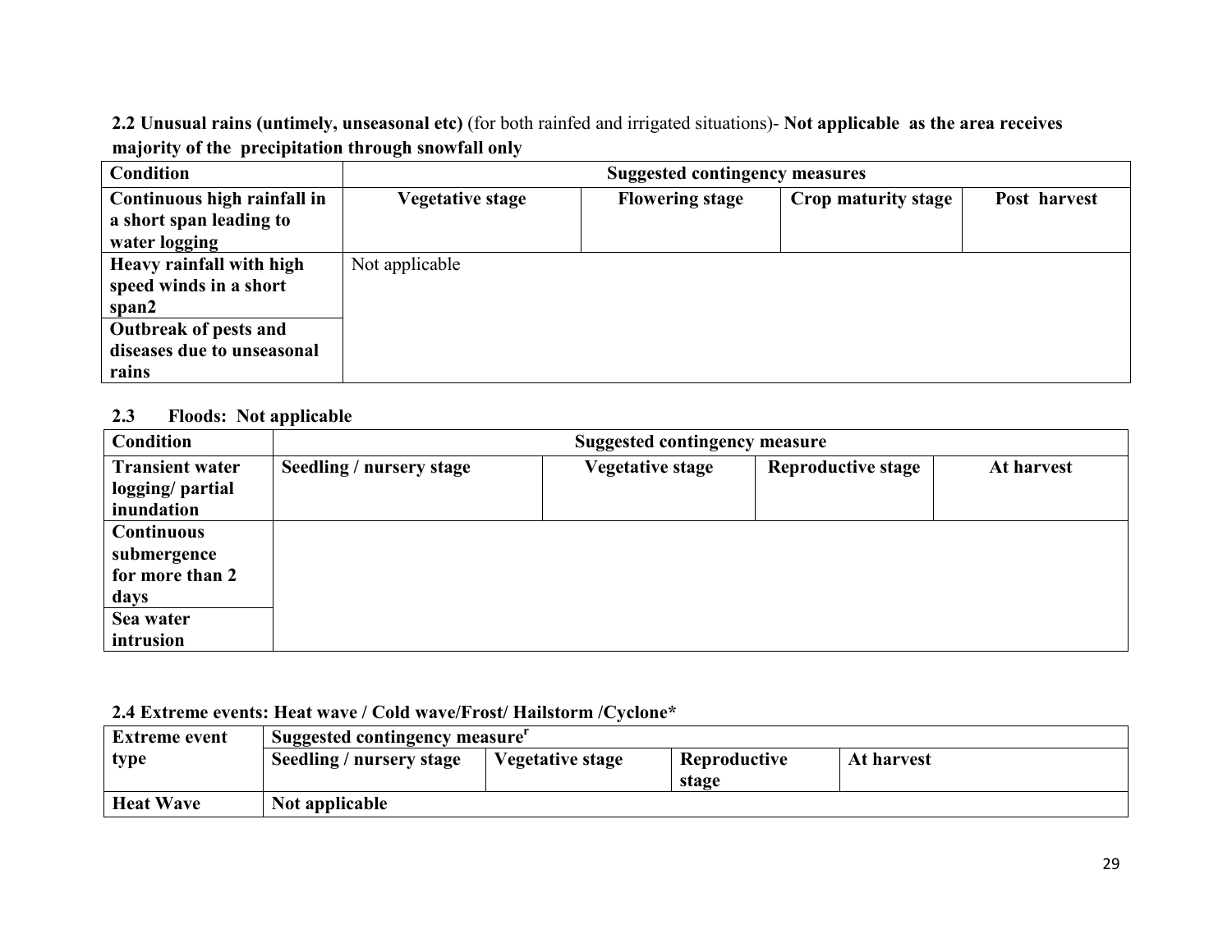**2.2 Unusual rains (untimely, unseasonal etc)** (for both rainfed and irrigated situations)- **Not applicable as the area receives majority of the precipitation through snowfall only**

| **Condition** | **Suggested contingency measures** | | | |
|---|---|---|---|---|
| **Continuous high rainfall in a short span leading to water logging** | **Vegetative stage** | **Flowering stage** | **Crop maturity stage** | **Post harvest** |
| **Heavy rainfall with high speed winds in a short span2** | Not applicable | | | |
| **Outbreak of pests and diseases due to unseasonal rains** | | | | |

## 2.3 Floods: Not applicable

| **Condition** | **Suggested contingency measure** | | | |
|---|---|---|---|---|
| **Transient water logging/ partial inundation** | **Seedling / nursery stage** | **Vegetative stage** | **Reproductive stage** | **At harvest** |
| **Continuous submergence for more than 2 days** | | | | |
| **Sea water intrusion** | | | | |

**2.4 Extreme events: Heat wave / Cold wave/Frost/ Hailstorm /Cyclone***

| **Extreme event type** | **Suggested contingency measure**[r] | | | |
|---|---|---|---|---|
| | **Seedling / nursery stage** | **Vegetative stage** | **Reproductive stage** | **At harvest** |
| **Heat Wave** | **Not applicable** | | | |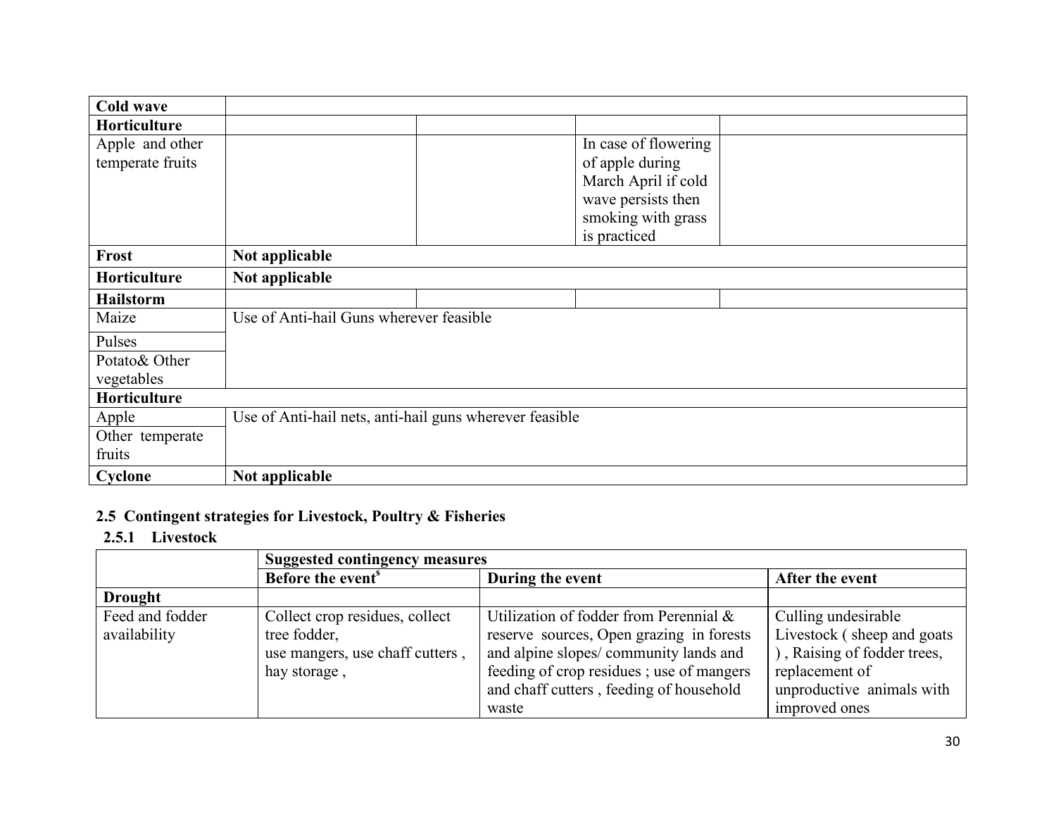| **Cold wave** | | | | |
|---|---|---|---|---|
| **Horticulture** | | | | |
| Apple and other temperate fruits | | | In case of flowering of apple during March April if cold wave persists then smoking with grass is practiced | |
| **Frost** | **Not applicable** | | | |
| **Horticulture** | **Not applicable** | | | |
| **Hailstorm** | | | | |
| Maize | Use of Anti-hail Guns wherever feasible | | | |
| Pulses | | | | |
| Potato& Other vegetables | | | | |
| **Horticulture** | | | | |
| Apple | Use of Anti-hail nets, anti-hail guns wherever feasible | | | |
| Other temperate fruits | | | | |
| **Cyclone** | **Not applicable** | | | |

## 2.5 Contingent strategies for Livestock, Poultry & Fisheries

### 2.5.1 Livestock

| | **Suggested contingency measures** | | |
|---|---|---|---|
| | **Before the event[s]** | **During the event** | **After the event** |
| **Drought** | | | |
| Feed and fodder availability | Collect crop residues, collect tree fodder, use mangers, use chaff cutters , hay storage , | Utilization of fodder from Perennial & reserve sources, Open grazing in forests and alpine slopes/ community lands and feeding of crop residues ; use of mangers and chaff cutters , feeding of household waste | Culling undesirable Livestock ( sheep and goats ) , Raising of fodder trees, replacement of unproductive animals with improved ones |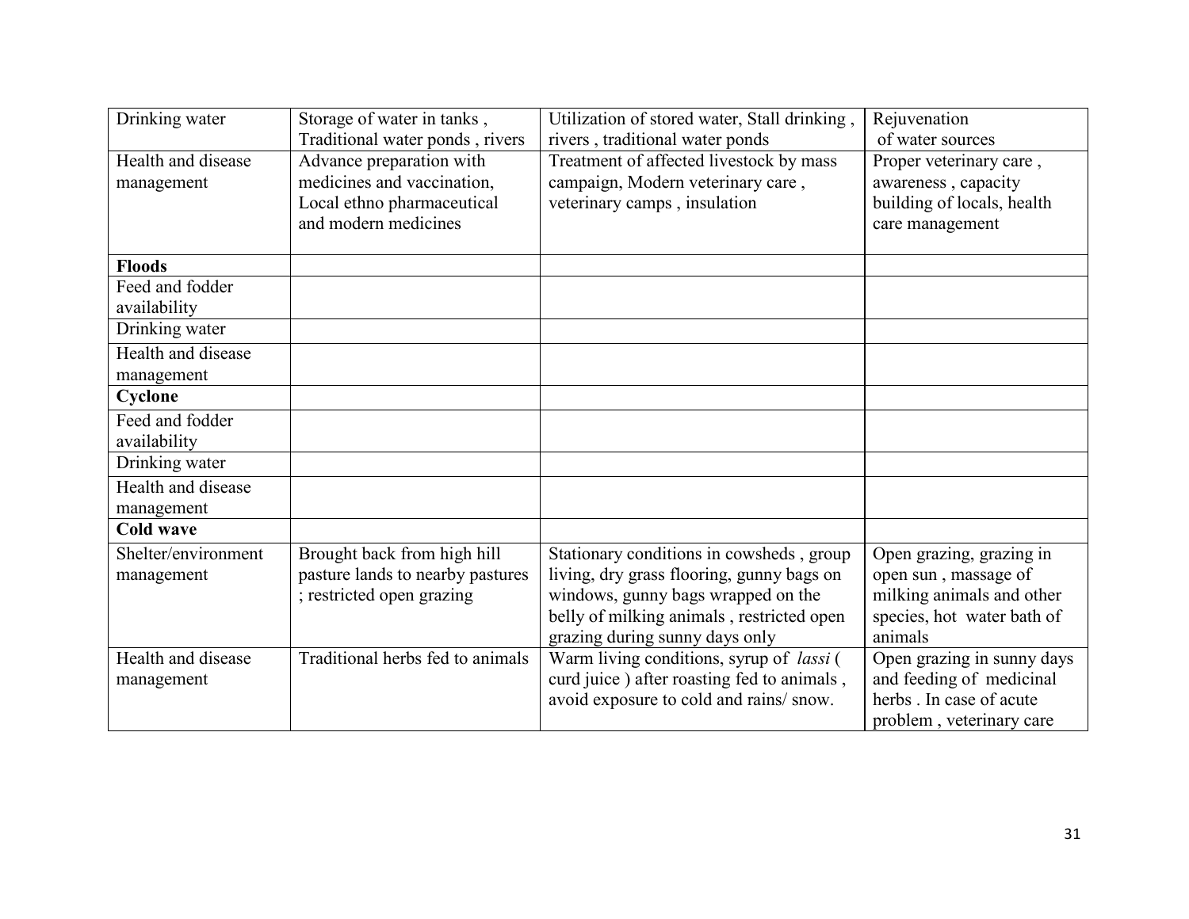| | | | |
|---|---|---|---|
| Drinking water | Storage of water in tanks , Traditional water ponds , rivers | Utilization of stored water, Stall drinking , rivers , traditional water ponds | Rejuvenation of water sources |
| Health and disease management | Advance preparation with medicines and vaccination, Local ethno pharmaceutical and modern medicines | Treatment of affected livestock by mass campaign, Modern veterinary care , veterinary camps , insulation | Proper veterinary care , awareness , capacity building of locals, health care management |
| **Floods** | | | |
| Feed and fodder availability | | | |
| Drinking water | | | |
| Health and disease management | | | |
| **Cyclone** | | | |
| Feed and fodder availability | | | |
| Drinking water | | | |
| Health and disease management | | | |
| **Cold wave** | | | |
| Shelter/environment management | Brought back from high hill pasture lands to nearby pastures ; restricted open grazing | Stationary conditions in cowsheds , group living, dry grass flooring, gunny bags on windows, gunny bags wrapped on the belly of milking animals , restricted open grazing during sunny days only | Open grazing, grazing in open sun , massage of milking animals and other species, hot water bath of animals |
| Health and disease management | Traditional herbs fed to animals | Warm living conditions, syrup of *lassi* ( curd juice ) after roasting fed to animals , avoid exposure to cold and rains/ snow. | Open grazing in sunny days and feeding of medicinal herbs . In case of acute problem , veterinary care |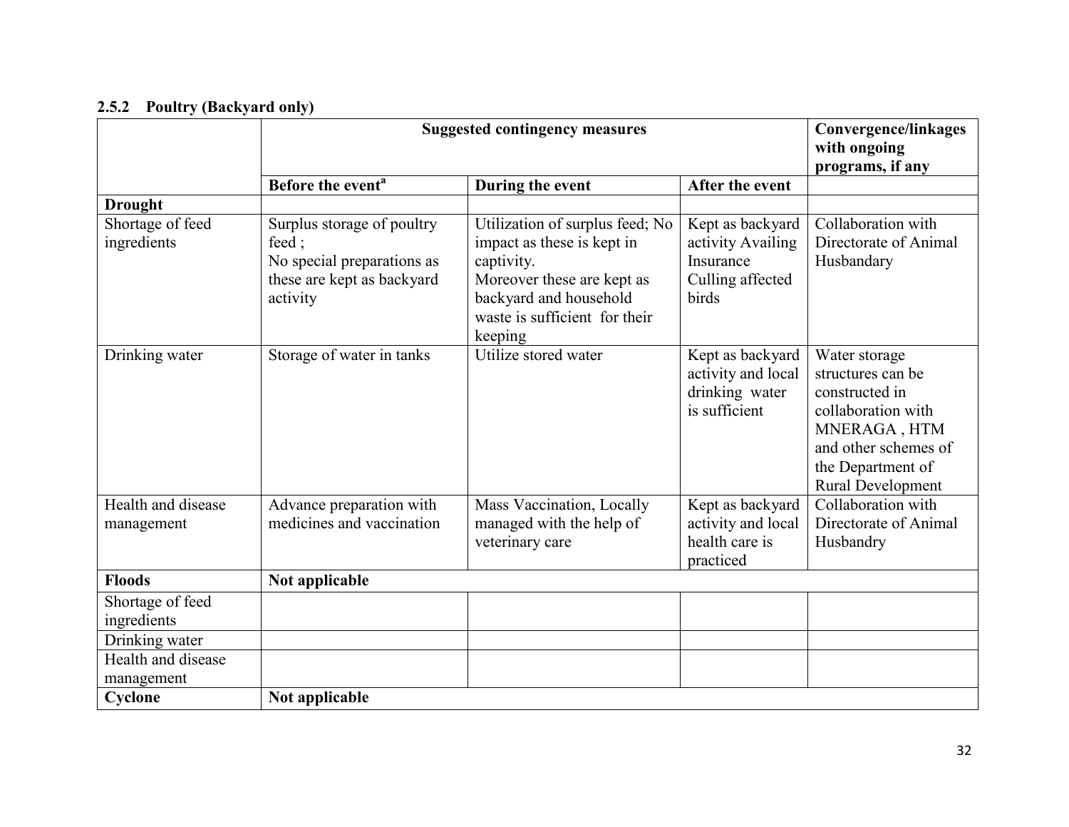### 2.5.2 Poultry (Backyard only)

| | Suggested contingency measures | | | Convergence/linkages with ongoing programs, if any |
|---|---|---|---|---|
| | **Before the event[a]** | **During the event** | **After the event** | |
| **Drought** | | | | |
| Shortage of feed ingredients | Surplus storage of poultry feed ;<br>No special preparations as these are kept as backyard activity | Utilization of surplus feed; No impact as these is kept in captivity.<br>Moreover these are kept as backyard and household waste is sufficient for their keeping | Kept as backyard activity Availing Insurance Culling affected birds | Collaboration with Directorate of Animal Husbandary |
| Drinking water | Storage of water in tanks | Utilize stored water | Kept as backyard activity and local drinking water is sufficient | Water storage structures can be constructed in collaboration with MNERAGA , HTM and other schemes of the Department of Rural Development |
| Health and disease management | Advance preparation with medicines and vaccination | Mass Vaccination, Locally managed with the help of veterinary care | Kept as backyard activity and local health care is practiced | Collaboration with Directorate of Animal Husbandry |
| **Floods** | **Not applicable** | | | |
| Shortage of feed ingredients | | | | |
| Drinking water | | | | |
| Health and disease management | | | | |
| **Cyclone** | **Not applicable** | | | |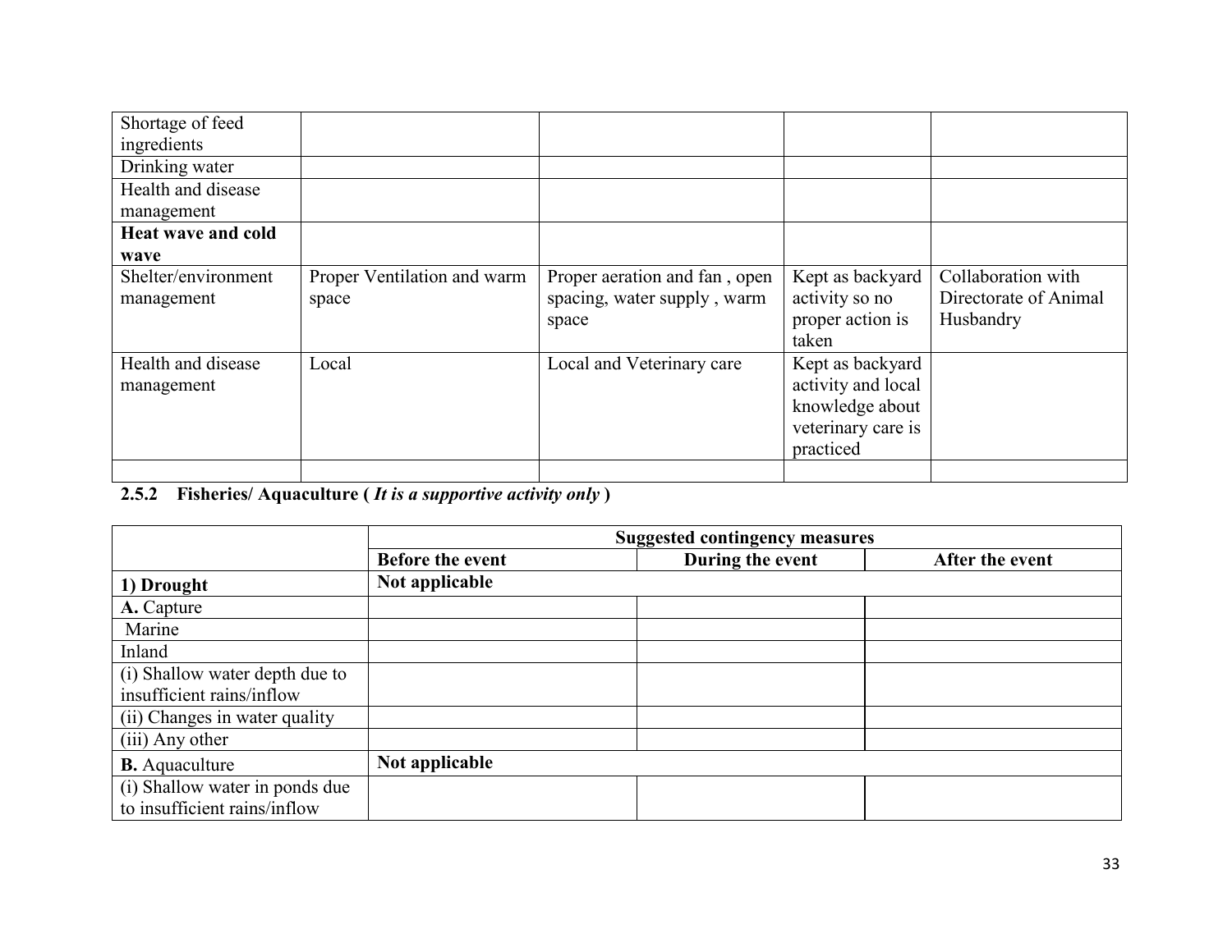| | | | | |
|---|---|---|---|---|
| Shortage of feed ingredients | | | | |
| Drinking water | | | | |
| Health and disease management | | | | |
| **Heat wave and cold wave** | | | | |
| Shelter/environment management | Proper Ventilation and warm space | Proper aeration and fan , open spacing, water supply , warm space | Kept as backyard activity so no proper action is taken | Collaboration with Directorate of Animal Husbandry |
| Health and disease management | Local | Local and Veterinary care | Kept as backyard activity and local knowledge about veterinary care is practiced | |
| | | | | |

**2.5.2 Fisheries/ Aquaculture (** ***It is a supportive activity only*** **)**

| | **Suggested contingency measures** | | |
|---|---|---|---|
| | **Before the event** | **During the event** | **After the event** |
| **1) Drought** | **Not applicable** | | |
| **A.** Capture | | | |
| Marine | | | |
| Inland | | | |
| (i) Shallow water depth due to insufficient rains/inflow | | | |
| (ii) Changes in water quality | | | |
| (iii) Any other | | | |
| **B.** Aquaculture | **Not applicable** | | |
| (i) Shallow water in ponds due to insufficient rains/inflow | | | |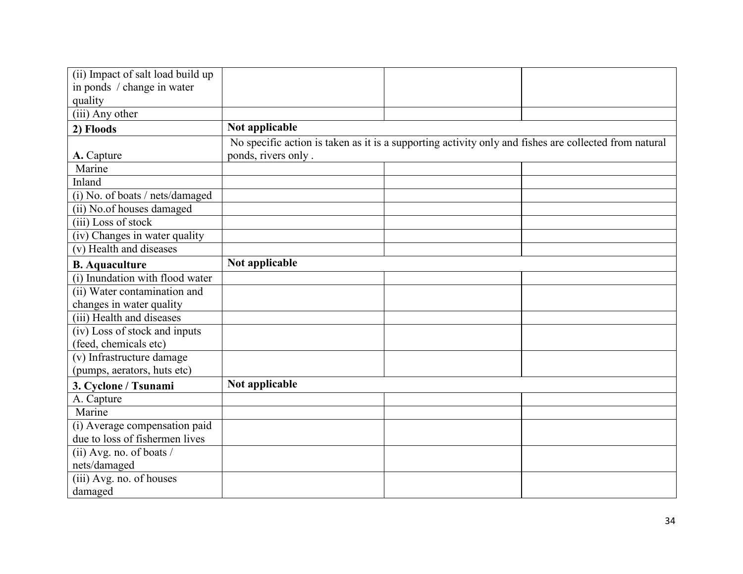| (ii) Impact of salt load build up in ponds / change in water quality | | | |
|---|---|---|---|
| (iii) Any other | | | |
| **2) Floods** | **Not applicable** | | |
| **A.** Capture | No specific action is taken as it is a supporting activity only and fishes are collected from natural ponds, rivers only . | | |
| Marine | | | |
| Inland | | | |
| (i) No. of boats / nets/damaged | | | |
| (ii) No.of houses damaged | | | |
| (iii) Loss of stock | | | |
| (iv) Changes in water quality | | | |
| (v) Health and diseases | | | |
| **B. Aquaculture** | **Not applicable** | | |
| (i) Inundation with flood water | | | |
| (ii) Water contamination and changes in water quality | | | |
| (iii) Health and diseases | | | |
| (iv) Loss of stock and inputs (feed, chemicals etc) | | | |
| (v) Infrastructure damage (pumps, aerators, huts etc) | | | |
| **3. Cyclone / Tsunami** | **Not applicable** | | |
| A. Capture | | | |
| Marine | | | |
| (i) Average compensation paid due to loss of fishermen lives | | | |
| (ii) Avg. no. of boats / nets/damaged | | | |
| (iii) Avg. no. of houses damaged | | | |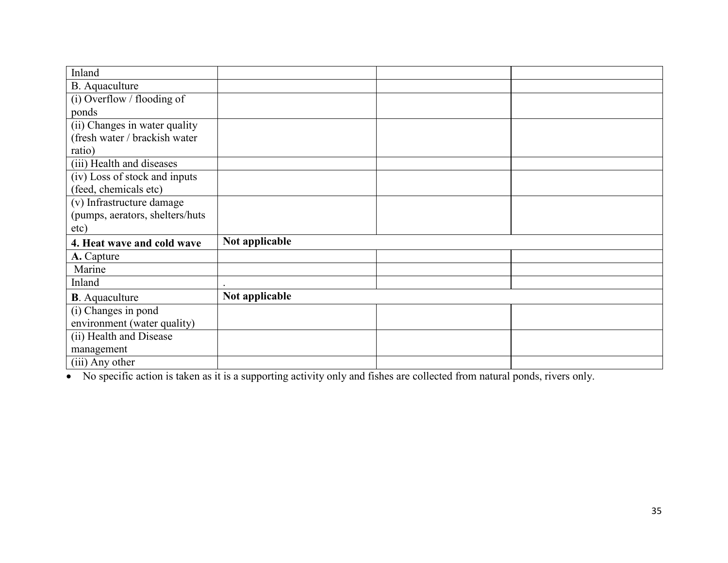| | | | |
|---|---|---|---|
| Inland | | | |
| B. Aquaculture | | | |
| (i) Overflow / flooding of ponds | | | |
| (ii) Changes in water quality (fresh water / brackish water ratio) | | | |
| (iii) Health and diseases | | | |
| (iv) Loss of stock and inputs (feed, chemicals etc) | | | |
| (v) Infrastructure damage (pumps, aerators, shelters/huts etc) | | | |
| **4. Heat wave and cold wave** | **Not applicable** | | |
| **A.** Capture | | | |
| Marine | | | |
| Inland | . | | |
| **B**. Aquaculture | **Not applicable** | | |
| (i) Changes in pond environment (water quality) | | | |
| (ii) Health and Disease management | | | |
| (iii) Any other | | | |

- No specific action is taken as it is a supporting activity only and fishes are collected from natural ponds, rivers only.